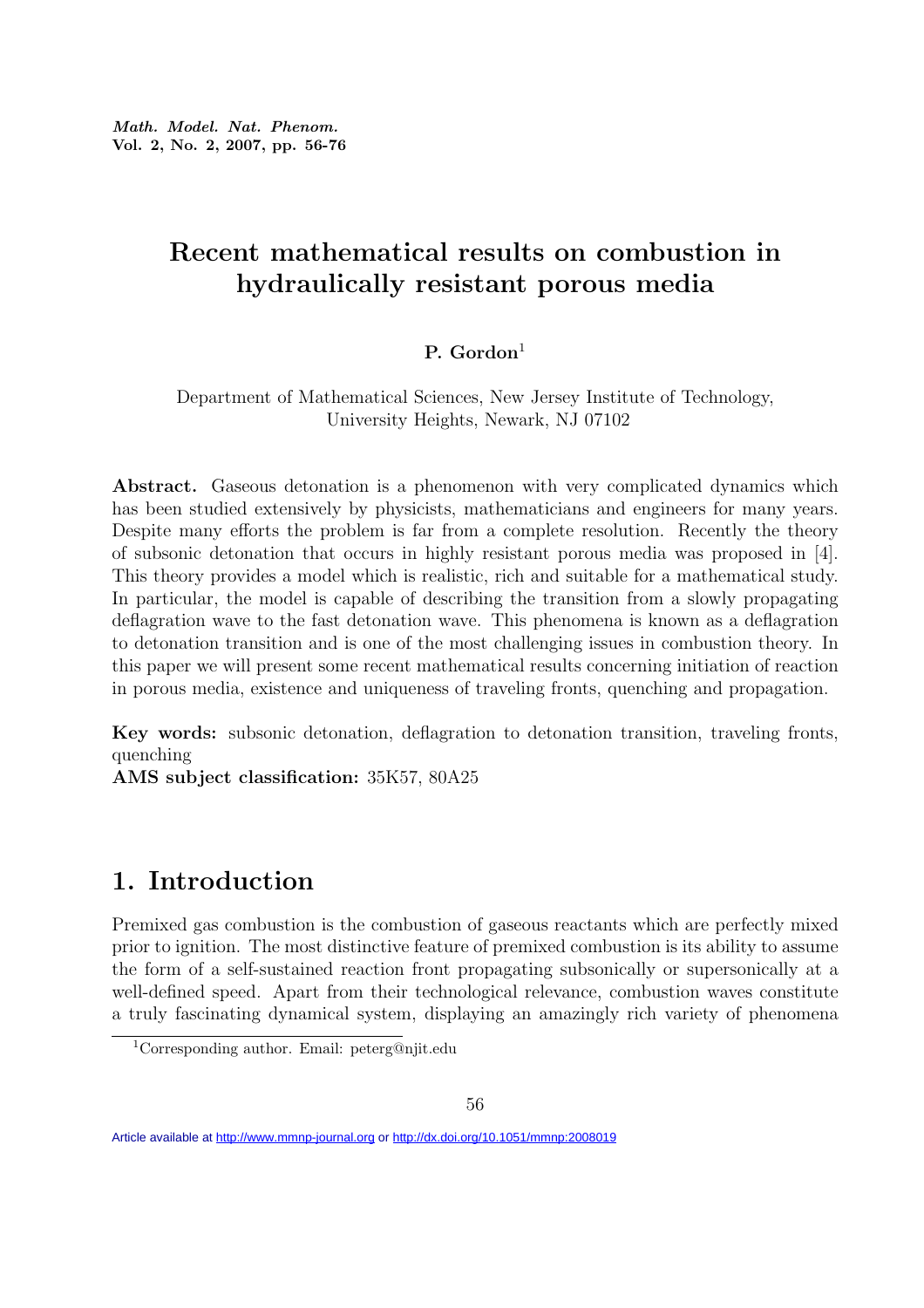# Recent mathematical results on combustion in hydraulically resistant porous media

**P. Gordon**[1]

Department of Mathematical Sciences, New Jersey Institute of Technology, University Heights, Newark, NJ 07102

**Abstract.** Gaseous detonation is a phenomenon with very complicated dynamics which has been studied extensively by physicists, mathematicians and engineers for many years. Despite many efforts the problem is far from a complete resolution. Recently the theory of subsonic detonation that occurs in highly resistant porous media was proposed in [4]. This theory provides a model which is realistic, rich and suitable for a mathematical study. In particular, the model is capable of describing the transition from a slowly propagating deflagration wave to the fast detonation wave. This phenomena is known as a deflagration to detonation transition and is one of the most challenging issues in combustion theory. In this paper we will present some recent mathematical results concerning initiation of reaction in porous media, existence and uniqueness of traveling fronts, quenching and propagation.

**Key words:** subsonic detonation, deflagration to detonation transition, traveling fronts, quenching

**AMS subject classification:** 35K57, 80A25

## 1. Introduction

Premixed gas combustion is the combustion of gaseous reactants which are perfectly mixed prior to ignition. The most distinctive feature of premixed combustion is its ability to assume the form of a self-sustained reaction front propagating subsonically or supersonically at a well-defined speed. Apart from their technological relevance, combustion waves constitute a truly fascinating dynamical system, displaying an amazingly rich variety of phenomena

[1] Corresponding author. Email: peterg@njit.edu

Article available at http://www.mmnp-journal.org or http://dx.doi.org/10.1051/mmnp:2008019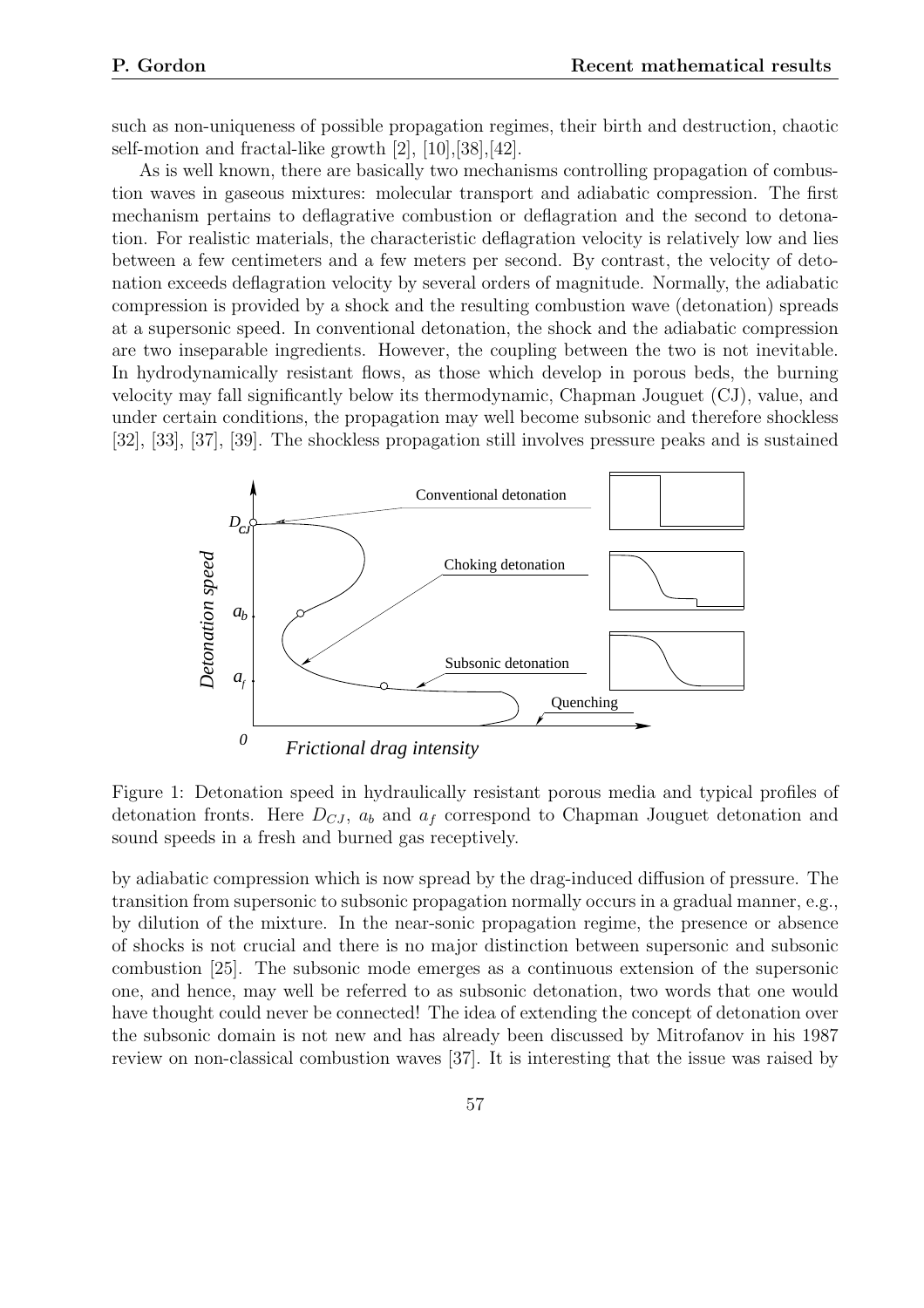such as non-uniqueness of possible propagation regimes, their birth and destruction, chaotic self-motion and fractal-like growth [2], [10],[38],[42].

As is well known, there are basically two mechanisms controlling propagation of combustion waves in gaseous mixtures: molecular transport and adiabatic compression. The first mechanism pertains to deflagrative combustion or deflagration and the second to detonation. For realistic materials, the characteristic deflagration velocity is relatively low and lies between a few centimeters and a few meters per second. By contrast, the velocity of detonation exceeds deflagration velocity by several orders of magnitude. Normally, the adiabatic compression is provided by a shock and the resulting combustion wave (detonation) spreads at a supersonic speed. In conventional detonation, the shock and the adiabatic compression are two inseparable ingredients. However, the coupling between the two is not inevitable. In hydrodynamically resistant flows, as those which develop in porous beds, the burning velocity may fall significantly below its thermodynamic, Chapman Jouguet (CJ), value, and under certain conditions, the propagation may well become subsonic and therefore shockless [32], [33], [37], [39]. The shockless propagation still involves pressure peaks and is sustained

Figure 1: Detonation speed in hydraulically resistant porous media and typical profiles of detonation fronts. Here $D_{CJ}$, $a_b$ and $a_f$ correspond to Chapman Jouguet detonation and sound speeds in a fresh and burned gas receptively.

by adiabatic compression which is now spread by the drag-induced diffusion of pressure. The transition from supersonic to subsonic propagation normally occurs in a gradual manner, e.g., by dilution of the mixture. In the near-sonic propagation regime, the presence or absence of shocks is not crucial and there is no major distinction between supersonic and subsonic combustion [25]. The subsonic mode emerges as a continuous extension of the supersonic one, and hence, may well be referred to as subsonic detonation, two words that one would have thought could never be connected! The idea of extending the concept of detonation over the subsonic domain is not new and has already been discussed by Mitrofanov in his 1987 review on non-classical combustion waves [37]. It is interesting that the issue was raised by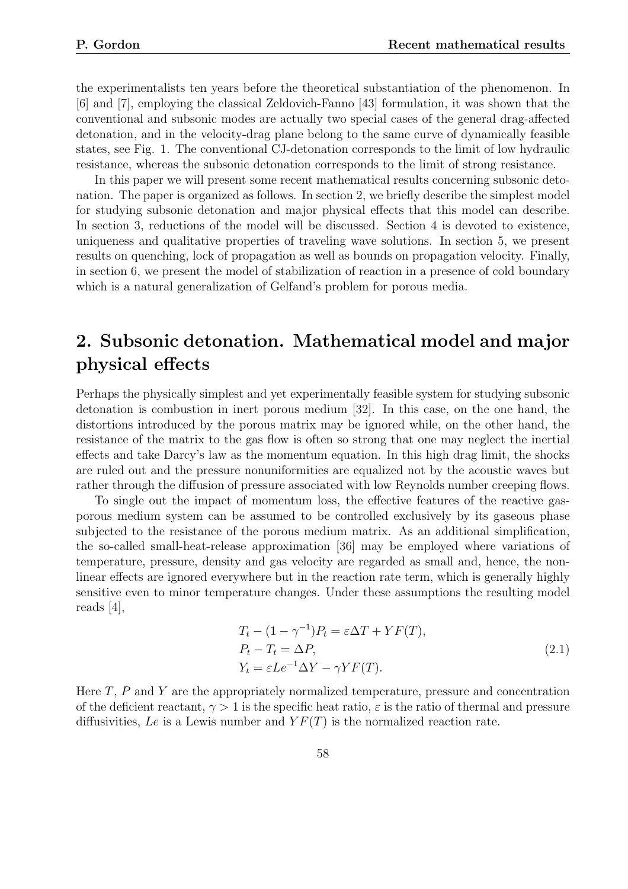the experimentalists ten years before the theoretical substantiation of the phenomenon. In [6] and [7], employing the classical Zeldovich-Fanno [43] formulation, it was shown that the conventional and subsonic modes are actually two special cases of the general drag-affected detonation, and in the velocity-drag plane belong to the same curve of dynamically feasible states, see Fig. 1. The conventional CJ-detonation corresponds to the limit of low hydraulic resistance, whereas the subsonic detonation corresponds to the limit of strong resistance.

In this paper we will present some recent mathematical results concerning subsonic detonation. The paper is organized as follows. In section 2, we briefly describe the simplest model for studying subsonic detonation and major physical effects that this model can describe. In section 3, reductions of the model will be discussed. Section 4 is devoted to existence, uniqueness and qualitative properties of traveling wave solutions. In section 5, we present results on quenching, lock of propagation as well as bounds on propagation velocity. Finally, in section 6, we present the model of stabilization of reaction in a presence of cold boundary which is a natural generalization of Gelfand's problem for porous media.

## 2. Subsonic detonation. Mathematical model and major physical effects

Perhaps the physically simplest and yet experimentally feasible system for studying subsonic detonation is combustion in inert porous medium [32]. In this case, on the one hand, the distortions introduced by the porous matrix may be ignored while, on the other hand, the resistance of the matrix to the gas flow is often so strong that one may neglect the inertial effects and take Darcy's law as the momentum equation. In this high drag limit, the shocks are ruled out and the pressure nonuniformities are equalized not by the acoustic waves but rather through the diffusion of pressure associated with low Reynolds number creeping flows.

To single out the impact of momentum loss, the effective features of the reactive gas-porous medium system can be assumed to be controlled exclusively by its gaseous phase subjected to the resistance of the porous medium matrix. As an additional simplification, the so-called small-heat-release approximation [36] may be employed where variations of temperature, pressure, density and gas velocity are regarded as small and, hence, the non-linear effects are ignored everywhere but in the reaction rate term, which is generally highly sensitive even to minor temperature changes. Under these assumptions the resulting model reads [4],

$$
\begin{aligned}
&T_t - (1-\gamma^{-1})P_t = \varepsilon \Delta T + YF(T), \\
&P_t - T_t = \Delta P, \\
&Y_t = \varepsilon Le^{-1}\Delta Y - \gamma Y F(T).
\end{aligned}
\tag{2.1}
$$

Here $T$, $P$ and $Y$ are the appropriately normalized temperature, pressure and concentration of the deficient reactant, $\gamma > 1$ is the specific heat ratio, $\varepsilon$ is the ratio of thermal and pressure diffusivities, $Le$ is a Lewis number and $YF(T)$ is the normalized reaction rate.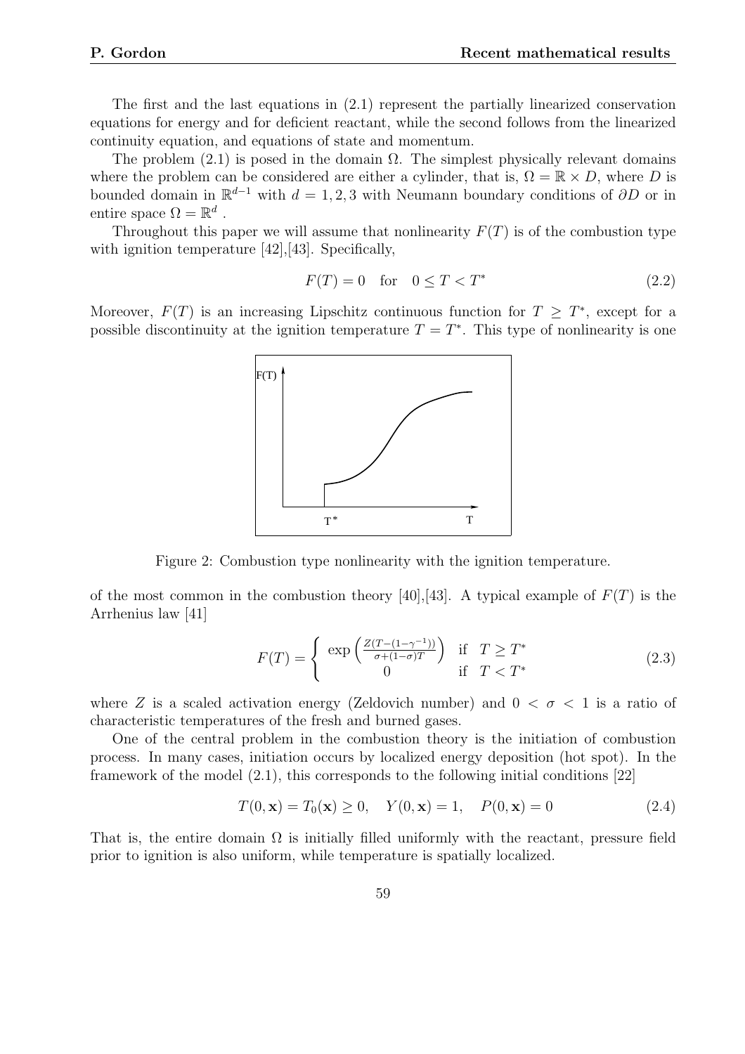The first and the last equations in (2.1) represent the partially linearized conservation equations for energy and for deficient reactant, while the second follows from the linearized continuity equation, and equations of state and momentum.

The problem (2.1) is posed in the domain $\Omega$. The simplest physically relevant domains where the problem can be considered are either a cylinder, that is, $\Omega = \mathbb{R} \times D$, where $D$ is bounded domain in $\mathbb{R}^{d-1}$ with $d = 1, 2, 3$ with Neumann boundary conditions of $\partial D$ or in entire space $\Omega = \mathbb{R}^d$ .

Throughout this paper we will assume that nonlinearity $F(T)$ is of the combustion type with ignition temperature [42],[43]. Specifically,

$$F(T) = 0 \quad \text{for} \quad 0 \leq T < T^* \tag{2.2}$$

Moreover, $F(T)$ is an increasing Lipschitz continuous function for $T \geq T^*$, except for a possible discontinuity at the ignition temperature $T = T^*$. This type of nonlinearity is one

Figure 2: Combustion type nonlinearity with the ignition temperature.

of the most common in the combustion theory [40],[43]. A typical example of $F(T)$ is the Arrhenius law [41]

$$F(T) = \begin{cases} \exp\left(\frac{Z(T-(1-\gamma^{-1}))}{\sigma+(1-\sigma)T}\right) & \text{if} \quad T \geq T^* \\ 0 & \text{if} \quad T < T^* \end{cases} \tag{2.3}$$

where $Z$ is a scaled activation energy (Zeldovich number) and $0 < \sigma < 1$ is a ratio of characteristic temperatures of the fresh and burned gases.

One of the central problem in the combustion theory is the initiation of combustion process. In many cases, initiation occurs by localized energy deposition (hot spot). In the framework of the model (2.1), this corresponds to the following initial conditions [22]

$$T(0, \mathbf{x}) = T_0(\mathbf{x}) \geq 0, \quad Y(0, \mathbf{x}) = 1, \quad P(0, \mathbf{x}) = 0 \tag{2.4}$$

That is, the entire domain $\Omega$ is initially filled uniformly with the reactant, pressure field prior to ignition is also uniform, while temperature is spatially localized.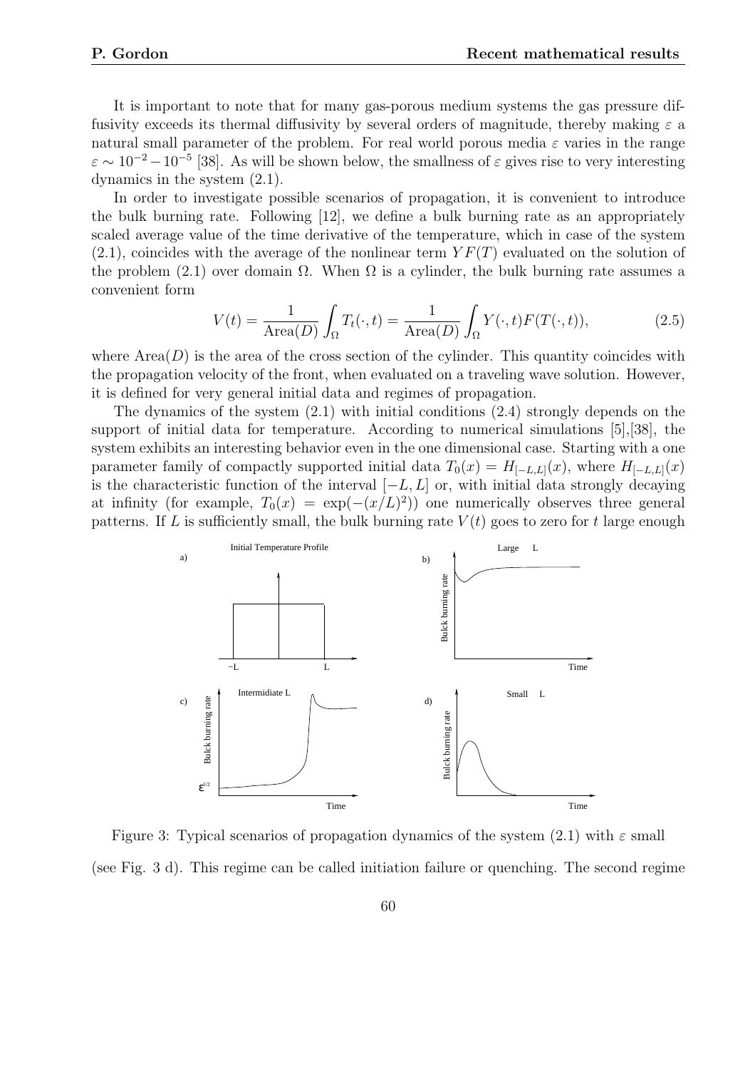It is important to note that for many gas-porous medium systems the gas pressure diffusivity exceeds its thermal diffusivity by several orders of magnitude, thereby making $\varepsilon$ a natural small parameter of the problem. For real world porous media $\varepsilon$ varies in the range $\varepsilon \sim 10^{-2} - 10^{-5}$ [38]. As will be shown below, the smallness of $\varepsilon$ gives rise to very interesting dynamics in the system (2.1).

In order to investigate possible scenarios of propagation, it is convenient to introduce the bulk burning rate. Following [12], we define a bulk burning rate as an appropriately scaled average value of the time derivative of the temperature, which in case of the system (2.1), coincides with the average of the nonlinear term $YF(T)$ evaluated on the solution of the problem (2.1) over domain $\Omega$. When $\Omega$ is a cylinder, the bulk burning rate assumes a convenient form

$$V(t) = \frac{1}{\text{Area}(D)} \int_{\Omega} T_t(\cdot, t) = \frac{1}{\text{Area}(D)} \int_{\Omega} Y(\cdot, t) F(T(\cdot, t)), \tag{2.5}$$

where $\text{Area}(D)$ is the area of the cross section of the cylinder. This quantity coincides with the propagation velocity of the front, when evaluated on a traveling wave solution. However, it is defined for very general initial data and regimes of propagation.

The dynamics of the system (2.1) with initial conditions (2.4) strongly depends on the support of initial data for temperature. According to numerical simulations [5],[38], the system exhibits an interesting behavior even in the one dimensional case. Starting with a one parameter family of compactly supported initial data $T_0(x) = H_{[-L,L]}(x)$, where $H_{[-L,L]}(x)$ is the characteristic function of the interval $[-L, L]$ or, with initial data strongly decaying at infinity (for example, $T_0(x) = \exp(-(x/L)^2)$) one numerically observes three general patterns. If $L$ is sufficiently small, the bulk burning rate $V(t)$ goes to zero for $t$ large enough

Figure 3: Typical scenarios of propagation dynamics of the system (2.1) with $\varepsilon$ small

(see Fig. 3 d). This regime can be called initiation failure or quenching. The second regime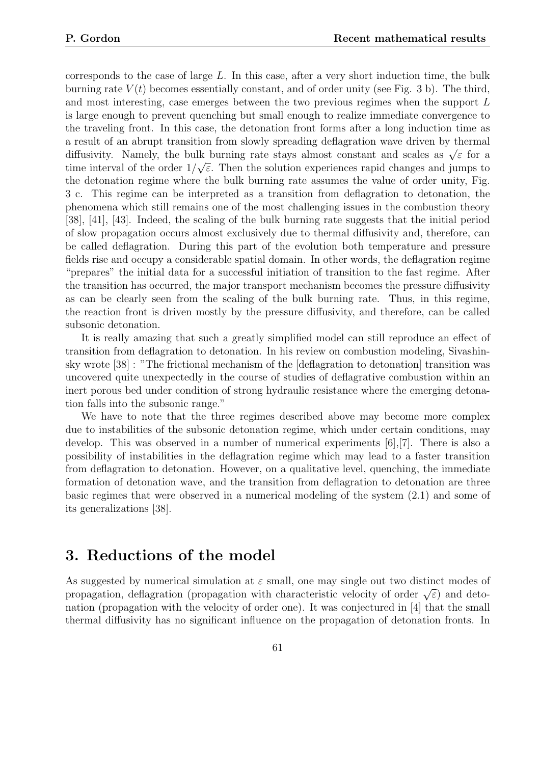corresponds to the case of large $L$. In this case, after a very short induction time, the bulk burning rate $V(t)$ becomes essentially constant, and of order unity (see Fig. 3 b). The third, and most interesting, case emerges between the two previous regimes when the support $L$ is large enough to prevent quenching but small enough to realize immediate convergence to the traveling front. In this case, the detonation front forms after a long induction time as a result of an abrupt transition from slowly spreading deflagration wave driven by thermal diffusivity. Namely, the bulk burning rate stays almost constant and scales as $\sqrt{\varepsilon}$ for a time interval of the order $1/\sqrt{\varepsilon}$. Then the solution experiences rapid changes and jumps to the detonation regime where the bulk burning rate assumes the value of order unity, Fig. 3 c. This regime can be interpreted as a transition from deflagration to detonation, the phenomena which still remains one of the most challenging issues in the combustion theory [38], [41], [43]. Indeed, the scaling of the bulk burning rate suggests that the initial period of slow propagation occurs almost exclusively due to thermal diffusivity and, therefore, can be called deflagration. During this part of the evolution both temperature and pressure fields rise and occupy a considerable spatial domain. In other words, the deflagration regime "prepares" the initial data for a successful initiation of transition to the fast regime. After the transition has occurred, the major transport mechanism becomes the pressure diffusivity as can be clearly seen from the scaling of the bulk burning rate. Thus, in this regime, the reaction front is driven mostly by the pressure diffusivity, and therefore, can be called subsonic detonation.

It is really amazing that such a greatly simplified model can still reproduce an effect of transition from deflagration to detonation. In his review on combustion modeling, Sivashinsky wrote [38] : "The frictional mechanism of the [deflagration to detonation] transition was uncovered quite unexpectedly in the course of studies of deflagrative combustion within an inert porous bed under condition of strong hydraulic resistance where the emerging detonation falls into the subsonic range."

We have to note that the three regimes described above may become more complex due to instabilities of the subsonic detonation regime, which under certain conditions, may develop. This was observed in a number of numerical experiments [6],[7]. There is also a possibility of instabilities in the deflagration regime which may lead to a faster transition from deflagration to detonation. However, on a qualitative level, quenching, the immediate formation of detonation wave, and the transition from deflagration to detonation are three basic regimes that were observed in a numerical modeling of the system (2.1) and some of its generalizations [38].

## 3. Reductions of the model

As suggested by numerical simulation at $\varepsilon$ small, one may single out two distinct modes of propagation, deflagration (propagation with characteristic velocity of order $\sqrt{\varepsilon}$) and detonation (propagation with the velocity of order one). It was conjectured in [4] that the small thermal diffusivity has no significant influence on the propagation of detonation fronts. In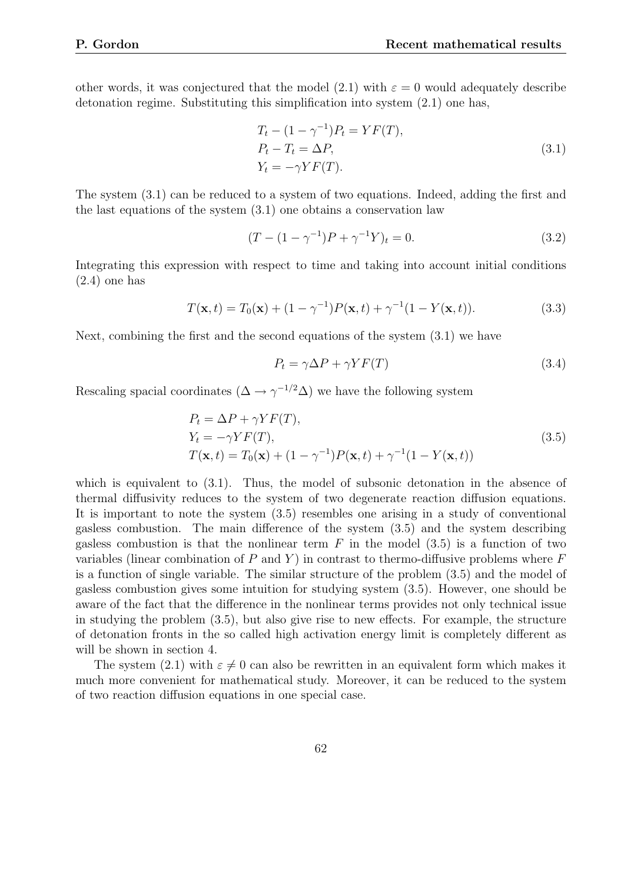other words, it was conjectured that the model (2.1) with $\varepsilon = 0$ would adequately describe detonation regime. Substituting this simplification into system (2.1) one has,

$$
\begin{aligned}
&T_t - (1-\gamma^{-1})P_t = YF(T),\\
&P_t - T_t = \Delta P,\\
&Y_t = -\gamma Y F(T).
\end{aligned}
\tag{3.1}
$$

The system (3.1) can be reduced to a system of two equations. Indeed, adding the first and the last equations of the system (3.1) one obtains a conservation law

$$
(T - (1-\gamma^{-1})P + \gamma^{-1}Y)_t = 0. \tag{3.2}
$$

Integrating this expression with respect to time and taking into account initial conditions (2.4) one has

$$
T(\mathbf{x},t) = T_0(\mathbf{x}) + (1-\gamma^{-1})P(\mathbf{x},t) + \gamma^{-1}(1 - Y(\mathbf{x},t)). \tag{3.3}
$$

Next, combining the first and the second equations of the system (3.1) we have

$$
P_t = \gamma\Delta P + \gamma Y F(T) \tag{3.4}
$$

Rescaling spacial coordinates ($\Delta \to \gamma^{-1/2}\Delta$) we have the following system

$$
\begin{aligned}
&P_t = \Delta P + \gamma Y F(T),\\
&Y_t = -\gamma Y F(T),\\
&T(\mathbf{x},t) = T_0(\mathbf{x}) + (1-\gamma^{-1})P(\mathbf{x},t) + \gamma^{-1}(1 - Y(\mathbf{x},t))
\end{aligned}
\tag{3.5}
$$

which is equivalent to (3.1). Thus, the model of subsonic detonation in the absence of thermal diffusivity reduces to the system of two degenerate reaction diffusion equations. It is important to note the system (3.5) resembles one arising in a study of conventional gasless combustion. The main difference of the system (3.5) and the system describing gasless combustion is that the nonlinear term $F$ in the model (3.5) is a function of two variables (linear combination of $P$ and $Y$) in contrast to thermo-diffusive problems where $F$ is a function of single variable. The similar structure of the problem (3.5) and the model of gasless combustion gives some intuition for studying system (3.5). However, one should be aware of the fact that the difference in the nonlinear terms provides not only technical issue in studying the problem (3.5), but also give rise to new effects. For example, the structure of detonation fronts in the so called high activation energy limit is completely different as will be shown in section 4.

The system (2.1) with $\varepsilon \neq 0$ can also be rewritten in an equivalent form which makes it much more convenient for mathematical study. Moreover, it can be reduced to the system of two reaction diffusion equations in one special case.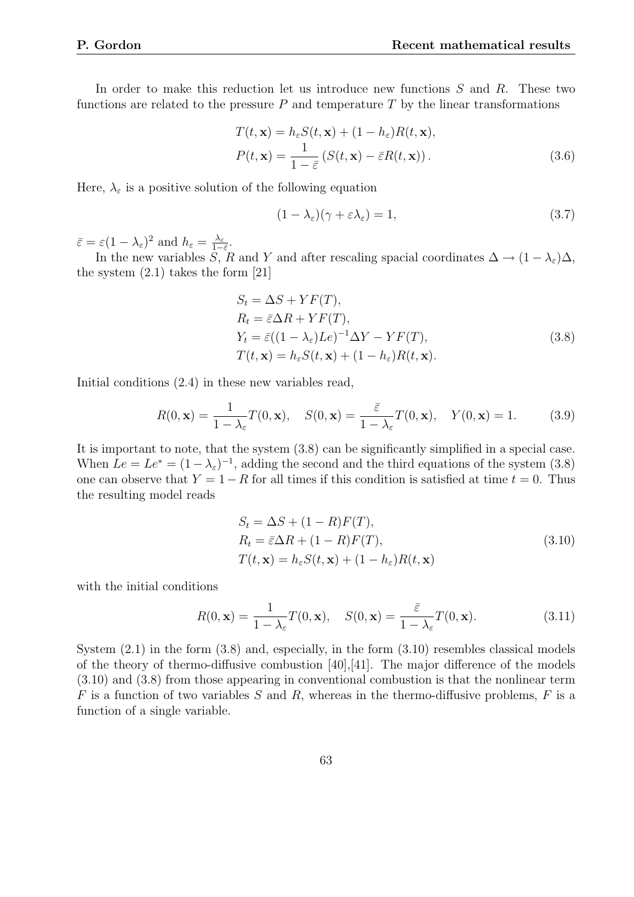In order to make this reduction let us introduce new functions $S$ and $R$. These two functions are related to the pressure $P$ and temperature $T$ by the linear transformations

$$
\begin{aligned}
T(t, \mathbf{x}) &= h_\varepsilon S(t, \mathbf{x}) + (1 - h_\varepsilon) R(t, \mathbf{x}), \\
P(t, \mathbf{x}) &= \frac{1}{1 - \bar{\varepsilon}} \left( S(t, \mathbf{x}) - \bar{\varepsilon} R(t, \mathbf{x}) \right).
\end{aligned} \tag{3.6}
$$

Here, $\lambda_\varepsilon$ is a positive solution of the following equation

$$
(1 - \lambda_\varepsilon)(\gamma + \varepsilon \lambda_\varepsilon) = 1, \tag{3.7}
$$

$\bar{\varepsilon} = \varepsilon(1 - \lambda_\varepsilon)^2$ and $h_\varepsilon = \frac{\lambda_\varepsilon}{1 - \bar{\varepsilon}}$.

In the new variables $S$, $R$ and $Y$ and after rescaling spacial coordinates $\Delta \to (1 - \lambda_\varepsilon)\Delta$, the system (2.1) takes the form [21]

$$
\begin{aligned}
S_t &= \Delta S + Y F(T), \\
R_t &= \bar{\varepsilon} \Delta R + Y F(T), \\
Y_t &= \bar{\varepsilon}((1 - \lambda_\varepsilon) Le)^{-1} \Delta Y - Y F(T), \\
T(t, \mathbf{x}) &= h_\varepsilon S(t, \mathbf{x}) + (1 - h_\varepsilon) R(t, \mathbf{x}).
\end{aligned} \tag{3.8}
$$

Initial conditions (2.4) in these new variables read,

$$
R(0, \mathbf{x}) = \frac{1}{1 - \lambda_\varepsilon} T(0, \mathbf{x}), \quad S(0, \mathbf{x}) = \frac{\bar{\varepsilon}}{1 - \lambda_\varepsilon} T(0, \mathbf{x}), \quad Y(0, \mathbf{x}) = 1. \tag{3.9}
$$

It is important to note, that the system (3.8) can be significantly simplified in a special case. When $Le = Le^* = (1 - \lambda_\varepsilon)^{-1}$, adding the second and the third equations of the system (3.8) one can observe that $Y = 1 - R$ for all times if this condition is satisfied at time $t = 0$. Thus the resulting model reads

$$
\begin{aligned}
S_t &= \Delta S + (1 - R) F(T), \\
R_t &= \bar{\varepsilon} \Delta R + (1 - R) F(T), \\
T(t, \mathbf{x}) &= h_\varepsilon S(t, \mathbf{x}) + (1 - h_\varepsilon) R(t, \mathbf{x})
\end{aligned} \tag{3.10}
$$

with the initial conditions

$$
R(0, \mathbf{x}) = \frac{1}{1 - \lambda_\varepsilon} T(0, \mathbf{x}), \quad S(0, \mathbf{x}) = \frac{\bar{\varepsilon}}{1 - \lambda_\varepsilon} T(0, \mathbf{x}). \tag{3.11}
$$

System (2.1) in the form (3.8) and, especially, in the form (3.10) resembles classical models of the theory of thermo-diffusive combustion [40],[41]. The major difference of the models (3.10) and (3.8) from those appearing in conventional combustion is that the nonlinear term $F$ is a function of two variables $S$ and $R$, whereas in the thermo-diffusive problems, $F$ is a function of a single variable.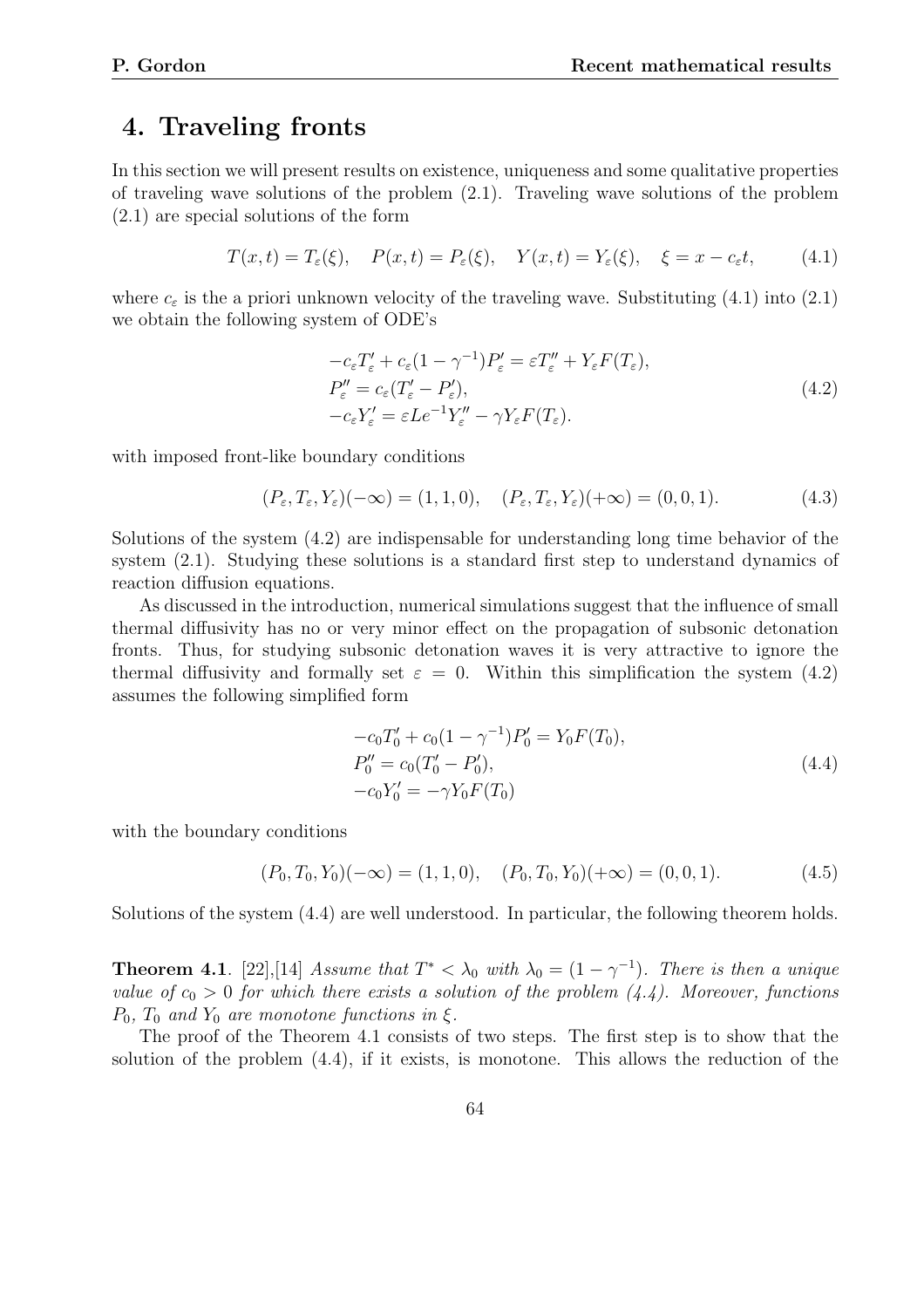## 4. Traveling fronts

In this section we will present results on existence, uniqueness and some qualitative properties of traveling wave solutions of the problem (2.1). Traveling wave solutions of the problem (2.1) are special solutions of the form

$$T(x,t) = T_\varepsilon(\xi), \quad P(x,t) = P_\varepsilon(\xi), \quad Y(x,t) = Y_\varepsilon(\xi), \quad \xi = x - c_\varepsilon t, \tag{4.1}$$

where $c_\varepsilon$ is the a priori unknown velocity of the traveling wave. Substituting (4.1) into (2.1) we obtain the following system of ODE's

$$\begin{aligned}
&-c_\varepsilon T_\varepsilon' + c_\varepsilon(1-\gamma^{-1})P_\varepsilon' = \varepsilon T_\varepsilon'' + Y_\varepsilon F(T_\varepsilon),\\
&P_\varepsilon'' = c_\varepsilon(T_\varepsilon' - P_\varepsilon'),\\
&-c_\varepsilon Y_\varepsilon' = \varepsilon Le^{-1} Y_\varepsilon'' - \gamma Y_\varepsilon F(T_\varepsilon).
\end{aligned} \tag{4.2}$$

with imposed front-like boundary conditions

$$(P_\varepsilon, T_\varepsilon, Y_\varepsilon)(-\infty) = (1,1,0), \quad (P_\varepsilon, T_\varepsilon, Y_\varepsilon)(+\infty) = (0,0,1). \tag{4.3}$$

Solutions of the system (4.2) are indispensable for understanding long time behavior of the system (2.1). Studying these solutions is a standard first step to understand dynamics of reaction diffusion equations.

As discussed in the introduction, numerical simulations suggest that the influence of small thermal diffusivity has no or very minor effect on the propagation of subsonic detonation fronts. Thus, for studying subsonic detonation waves it is very attractive to ignore the thermal diffusivity and formally set $\varepsilon = 0$. Within this simplification the system (4.2) assumes the following simplified form

$$\begin{aligned}
&-c_0 T_0' + c_0(1-\gamma^{-1})P_0' = Y_0 F(T_0),\\
&P_0'' = c_0(T_0' - P_0'),\\
&-c_0 Y_0' = -\gamma Y_0 F(T_0)
\end{aligned} \tag{4.4}$$

with the boundary conditions

$$(P_0, T_0, Y_0)(-\infty) = (1,1,0), \quad (P_0, T_0, Y_0)(+\infty) = (0,0,1). \tag{4.5}$$

Solutions of the system (4.4) are well understood. In particular, the following theorem holds.

**Theorem 4.1**. [22],[14] *Assume that $T^* < \lambda_0$ with $\lambda_0 = (1-\gamma^{-1})$. There is then a unique value of $c_0 > 0$ for which there exists a solution of the problem (4.4). Moreover, functions $P_0$, $T_0$ and $Y_0$ are monotone functions in $\xi$.*

The proof of the Theorem 4.1 consists of two steps. The first step is to show that the solution of the problem (4.4), if it exists, is monotone. This allows the reduction of the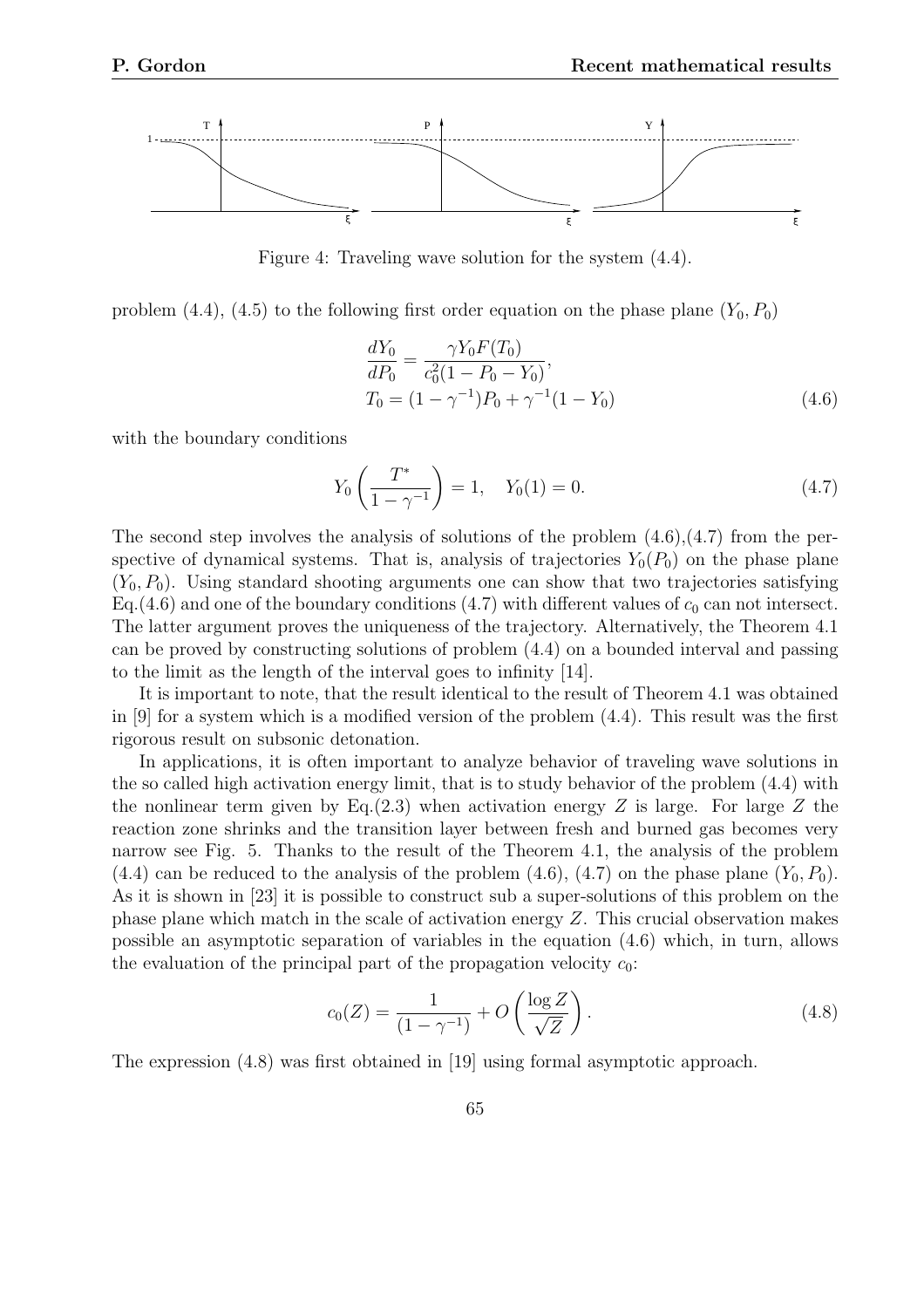Figure 4: Traveling wave solution for the system (4.4).

problem (4.4), (4.5) to the following first order equation on the phase plane $(Y_0, P_0)$

$$\frac{dY_0}{dP_0} = \frac{\gamma Y_0 F(T_0)}{c_0^2(1 - P_0 - Y_0)},$$
$$T_0 = (1 - \gamma^{-1})P_0 + \gamma^{-1}(1 - Y_0) \tag{4.6}$$

with the boundary conditions

$$Y_0\left(\frac{T^*}{1 - \gamma^{-1}}\right) = 1, \quad Y_0(1) = 0. \tag{4.7}$$

The second step involves the analysis of solutions of the problem (4.6),(4.7) from the perspective of dynamical systems. That is, analysis of trajectories $Y_0(P_0)$ on the phase plane $(Y_0, P_0)$. Using standard shooting arguments one can show that two trajectories satisfying Eq.(4.6) and one of the boundary conditions (4.7) with different values of $c_0$ can not intersect. The latter argument proves the uniqueness of the trajectory. Alternatively, the Theorem 4.1 can be proved by constructing solutions of problem (4.4) on a bounded interval and passing to the limit as the length of the interval goes to infinity [14].

It is important to note, that the result identical to the result of Theorem 4.1 was obtained in [9] for a system which is a modified version of the problem (4.4). This result was the first rigorous result on subsonic detonation.

In applications, it is often important to analyze behavior of traveling wave solutions in the so called high activation energy limit, that is to study behavior of the problem (4.4) with the nonlinear term given by Eq.(2.3) when activation energy $Z$ is large. For large $Z$ the reaction zone shrinks and the transition layer between fresh and burned gas becomes very narrow see Fig. 5. Thanks to the result of the Theorem 4.1, the analysis of the problem (4.4) can be reduced to the analysis of the problem (4.6), (4.7) on the phase plane $(Y_0, P_0)$. As it is shown in [23] it is possible to construct sub a super-solutions of this problem on the phase plane which match in the scale of activation energy $Z$. This crucial observation makes possible an asymptotic separation of variables in the equation (4.6) which, in turn, allows the evaluation of the principal part of the propagation velocity $c_0$:

$$c_0(Z) = \frac{1}{(1 - \gamma^{-1})} + O\left(\frac{\log Z}{\sqrt{Z}}\right). \tag{4.8}$$

The expression (4.8) was first obtained in [19] using formal asymptotic approach.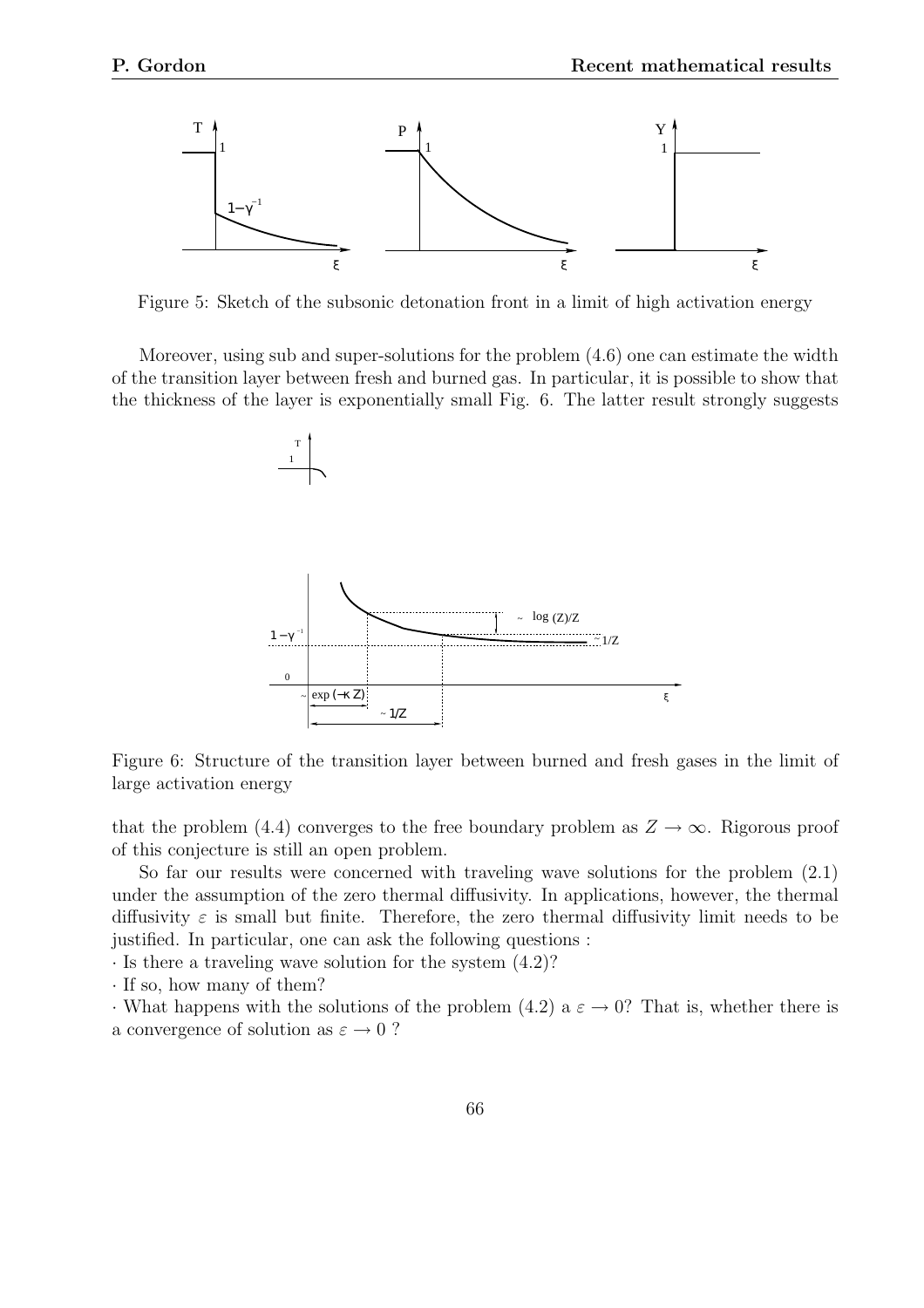Figure 5: Sketch of the subsonic detonation front in a limit of high activation energy

Moreover, using sub and super-solutions for the problem (4.6) one can estimate the width of the transition layer between fresh and burned gas. In particular, it is possible to show that the thickness of the layer is exponentially small Fig. 6. The latter result strongly suggests

Figure 6: Structure of the transition layer between burned and fresh gases in the limit of large activation energy

that the problem (4.4) converges to the free boundary problem as $Z \to \infty$. Rigorous proof of this conjecture is still an open problem.

So far our results were concerned with traveling wave solutions for the problem (2.1) under the assumption of the zero thermal diffusivity. In applications, however, the thermal diffusivity $\varepsilon$ is small but finite. Therefore, the zero thermal diffusivity limit needs to be justified. In particular, one can ask the following questions :

· Is there a traveling wave solution for the system (4.2)?

· If so, how many of them?

· What happens with the solutions of the problem (4.2) a $\varepsilon \to 0$? That is, whether there is a convergence of solution as $\varepsilon \to 0$ ?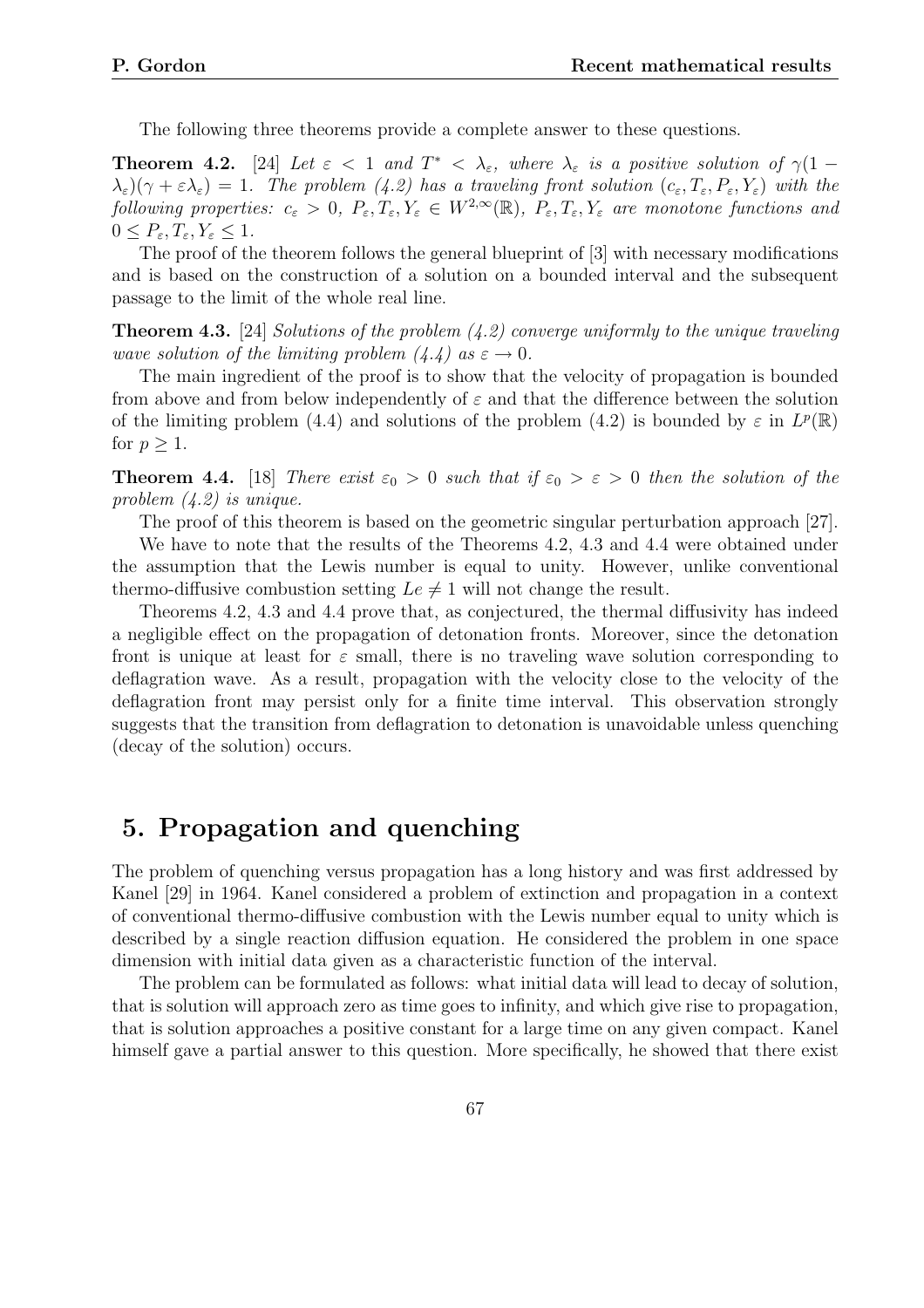The following three theorems provide a complete answer to these questions.

**Theorem 4.2.** [24] *Let $\varepsilon < 1$ and $T^* < \lambda_\varepsilon$, where $\lambda_\varepsilon$ is a positive solution of $\gamma(1-\lambda_\varepsilon)(\gamma + \varepsilon\lambda_\varepsilon) = 1$. The problem (4.2) has a traveling front solution $(c_\varepsilon, T_\varepsilon, P_\varepsilon, Y_\varepsilon)$ with the following properties: $c_\varepsilon > 0$, $P_\varepsilon, T_\varepsilon, Y_\varepsilon \in W^{2,\infty}(\mathbb{R})$, $P_\varepsilon, T_\varepsilon, Y_\varepsilon$ are monotone functions and $0 \leq P_\varepsilon, T_\varepsilon, Y_\varepsilon \leq 1$.*

The proof of the theorem follows the general blueprint of [3] with necessary modifications and is based on the construction of a solution on a bounded interval and the subsequent passage to the limit of the whole real line.

**Theorem 4.3.** [24] *Solutions of the problem (4.2) converge uniformly to the unique traveling wave solution of the limiting problem (4.4) as $\varepsilon \to 0$.*

The main ingredient of the proof is to show that the velocity of propagation is bounded from above and from below independently of $\varepsilon$ and that the difference between the solution of the limiting problem (4.4) and solutions of the problem (4.2) is bounded by $\varepsilon$ in $L^p(\mathbb{R})$ for $p \geq 1$.

**Theorem 4.4.** [18] *There exist $\varepsilon_0 > 0$ such that if $\varepsilon_0 > \varepsilon > 0$ then the solution of the problem (4.2) is unique.*

The proof of this theorem is based on the geometric singular perturbation approach [27].

We have to note that the results of the Theorems 4.2, 4.3 and 4.4 were obtained under the assumption that the Lewis number is equal to unity. However, unlike conventional thermo-diffusive combustion setting $Le \neq 1$ will not change the result.

Theorems 4.2, 4.3 and 4.4 prove that, as conjectured, the thermal diffusivity has indeed a negligible effect on the propagation of detonation fronts. Moreover, since the detonation front is unique at least for $\varepsilon$ small, there is no traveling wave solution corresponding to deflagration wave. As a result, propagation with the velocity close to the velocity of the deflagration front may persist only for a finite time interval. This observation strongly suggests that the transition from deflagration to detonation is unavoidable unless quenching (decay of the solution) occurs.

## 5. Propagation and quenching

The problem of quenching versus propagation has a long history and was first addressed by Kanel [29] in 1964. Kanel considered a problem of extinction and propagation in a context of conventional thermo-diffusive combustion with the Lewis number equal to unity which is described by a single reaction diffusion equation. He considered the problem in one space dimension with initial data given as a characteristic function of the interval.

The problem can be formulated as follows: what initial data will lead to decay of solution, that is solution will approach zero as time goes to infinity, and which give rise to propagation, that is solution approaches a positive constant for a large time on any given compact. Kanel himself gave a partial answer to this question. More specifically, he showed that there exist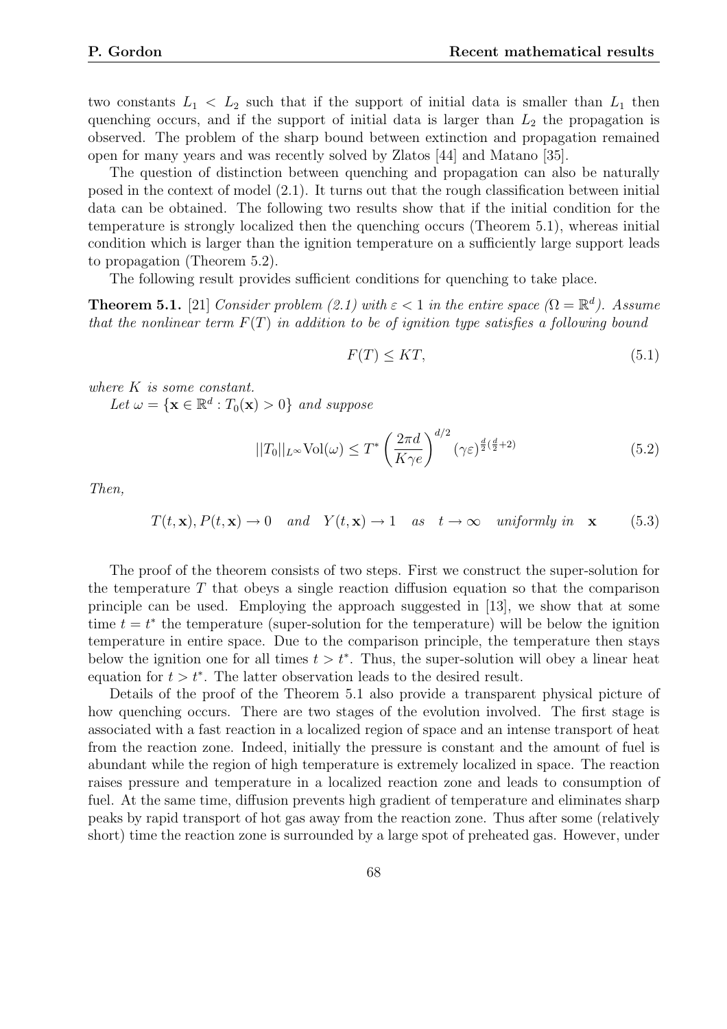two constants $L_1 < L_2$ such that if the support of initial data is smaller than $L_1$ then quenching occurs, and if the support of initial data is larger than $L_2$ the propagation is observed. The problem of the sharp bound between extinction and propagation remained open for many years and was recently solved by Zlatos [44] and Matano [35].

The question of distinction between quenching and propagation can also be naturally posed in the context of model (2.1). It turns out that the rough classification between initial data can be obtained. The following two results show that if the initial condition for the temperature is strongly localized then the quenching occurs (Theorem 5.1), whereas initial condition which is larger than the ignition temperature on a sufficiently large support leads to propagation (Theorem 5.2).

The following result provides sufficient conditions for quenching to take place.

**Theorem 5.1.** [21] *Consider problem (2.1) with $\varepsilon < 1$ in the entire space ($\Omega = \mathbb{R}^d$). Assume that the nonlinear term $F(T)$ in addition to be of ignition type satisfies a following bound*

$$F(T) \leq KT, \tag{5.1}$$

*where $K$ is some constant.*

*Let $\omega = \{\mathbf{x} \in \mathbb{R}^d : T_0(\mathbf{x}) > 0\}$ and suppose*

$$||T_0||_{L^\infty} \mathrm{Vol}(\omega) \leq T^* \left(\frac{2\pi d}{K\gamma e}\right)^{d/2} (\gamma\varepsilon)^{\frac{d}{2}(\frac{d}{2}+2)} \tag{5.2}$$

*Then,*

$$T(t, \mathbf{x}), P(t, \mathbf{x}) \to 0 \quad and \quad Y(t, \mathbf{x}) \to 1 \quad as \quad t \to \infty \quad uniformly\ in \quad \mathbf{x} \tag{5.3}$$

The proof of the theorem consists of two steps. First we construct the super-solution for the temperature $T$ that obeys a single reaction diffusion equation so that the comparison principle can be used. Employing the approach suggested in [13], we show that at some time $t = t^*$ the temperature (super-solution for the temperature) will be below the ignition temperature in entire space. Due to the comparison principle, the temperature then stays below the ignition one for all times $t > t^*$. Thus, the super-solution will obey a linear heat equation for $t > t^*$. The latter observation leads to the desired result.

Details of the proof of the Theorem 5.1 also provide a transparent physical picture of how quenching occurs. There are two stages of the evolution involved. The first stage is associated with a fast reaction in a localized region of space and an intense transport of heat from the reaction zone. Indeed, initially the pressure is constant and the amount of fuel is abundant while the region of high temperature is extremely localized in space. The reaction raises pressure and temperature in a localized reaction zone and leads to consumption of fuel. At the same time, diffusion prevents high gradient of temperature and eliminates sharp peaks by rapid transport of hot gas away from the reaction zone. Thus after some (relatively short) time the reaction zone is surrounded by a large spot of preheated gas. However, under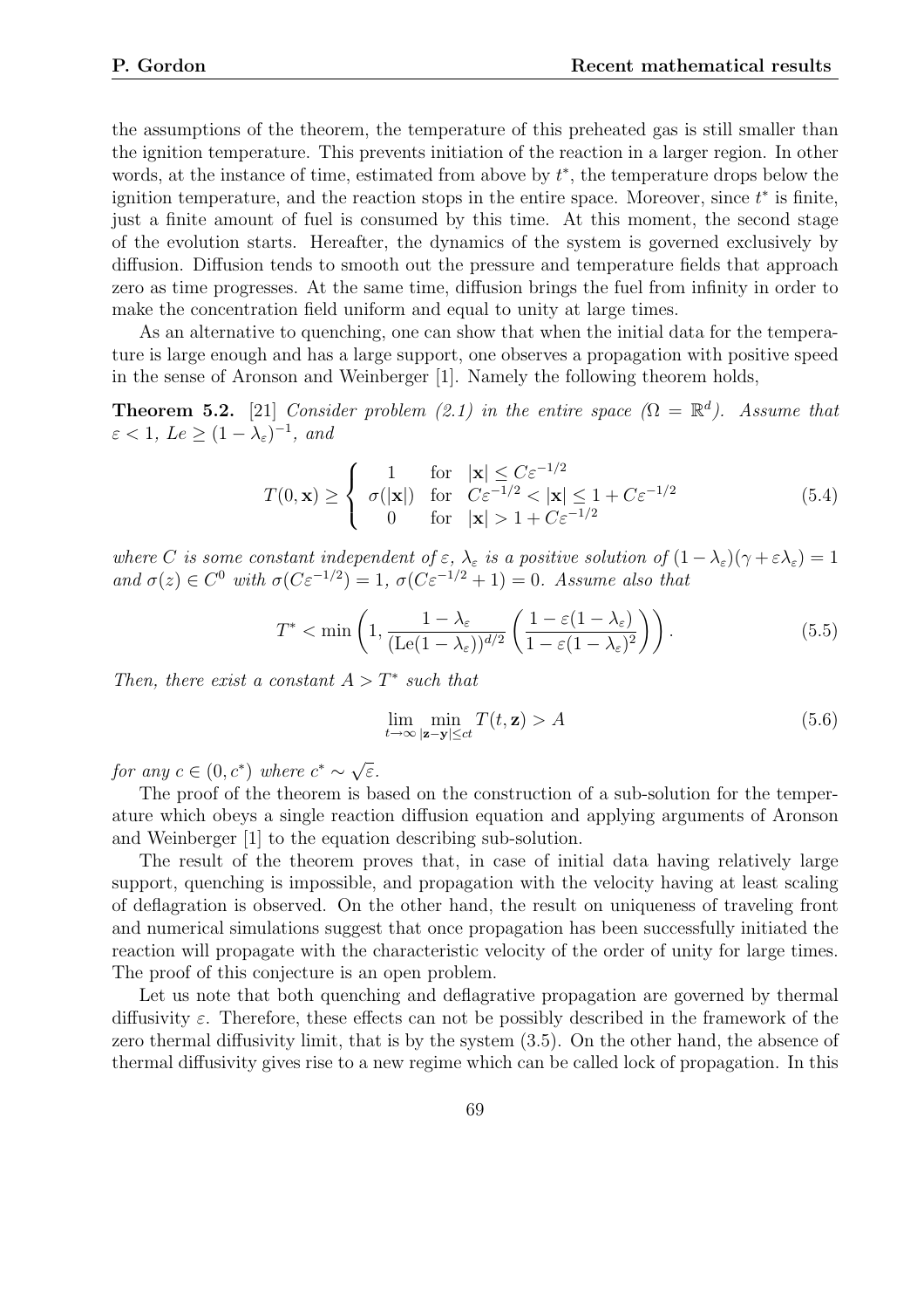the assumptions of the theorem, the temperature of this preheated gas is still smaller than the ignition temperature. This prevents initiation of the reaction in a larger region. In other words, at the instance of time, estimated from above by $t^*$, the temperature drops below the ignition temperature, and the reaction stops in the entire space. Moreover, since $t^*$ is finite, just a finite amount of fuel is consumed by this time. At this moment, the second stage of the evolution starts. Hereafter, the dynamics of the system is governed exclusively by diffusion. Diffusion tends to smooth out the pressure and temperature fields that approach zero as time progresses. At the same time, diffusion brings the fuel from infinity in order to make the concentration field uniform and equal to unity at large times.

As an alternative to quenching, one can show that when the initial data for the temperature is large enough and has a large support, one observes a propagation with positive speed in the sense of Aronson and Weinberger [1]. Namely the following theorem holds,

**Theorem 5.2.** [21] *Consider problem (2.1) in the entire space ($\Omega = \mathbb{R}^d$). Assume that $\varepsilon < 1$, $Le \geq (1-\lambda_\varepsilon)^{-1}$, and*

$$T(0,\mathbf{x}) \geq \begin{cases} 1 & \text{for} \quad |\mathbf{x}| \leq C\varepsilon^{-1/2} \\ \sigma(|\mathbf{x}|) & \text{for} \quad C\varepsilon^{-1/2} < |\mathbf{x}| \leq 1 + C\varepsilon^{-1/2} \\ 0 & \text{for} \quad |\mathbf{x}| > 1 + C\varepsilon^{-1/2} \end{cases} \tag{5.4}$$

*where $C$ is some constant independent of $\varepsilon$, $\lambda_\varepsilon$ is a positive solution of $(1-\lambda_\varepsilon)(\gamma+\varepsilon\lambda_\varepsilon) = 1$ and $\sigma(z) \in C^0$ with $\sigma(C\varepsilon^{-1/2}) = 1$, $\sigma(C\varepsilon^{-1/2}+1) = 0$. Assume also that*

$$T^* < \min\left(1, \frac{1-\lambda_\varepsilon}{(\mathrm{Le}(1-\lambda_\varepsilon))^{d/2}}\left(\frac{1-\varepsilon(1-\lambda_\varepsilon)}{1-\varepsilon(1-\lambda_\varepsilon)^2}\right)\right). \tag{5.5}$$

*Then, there exist a constant $A > T^*$ such that*

$$\lim_{t\to\infty} \min_{|\mathbf{z}-\mathbf{y}|\leq ct} T(t,\mathbf{z}) > A \tag{5.6}$$

*for any $c \in (0, c^*)$ where $c^* \sim \sqrt{\varepsilon}$.*

The proof of the theorem is based on the construction of a sub-solution for the temperature which obeys a single reaction diffusion equation and applying arguments of Aronson and Weinberger [1] to the equation describing sub-solution.

The result of the theorem proves that, in case of initial data having relatively large support, quenching is impossible, and propagation with the velocity having at least scaling of deflagration is observed. On the other hand, the result on uniqueness of traveling front and numerical simulations suggest that once propagation has been successfully initiated the reaction will propagate with the characteristic velocity of the order of unity for large times. The proof of this conjecture is an open problem.

Let us note that both quenching and deflagrative propagation are governed by thermal diffusivity $\varepsilon$. Therefore, these effects can not be possibly described in the framework of the zero thermal diffusivity limit, that is by the system (3.5). On the other hand, the absence of thermal diffusivity gives rise to a new regime which can be called lock of propagation. In this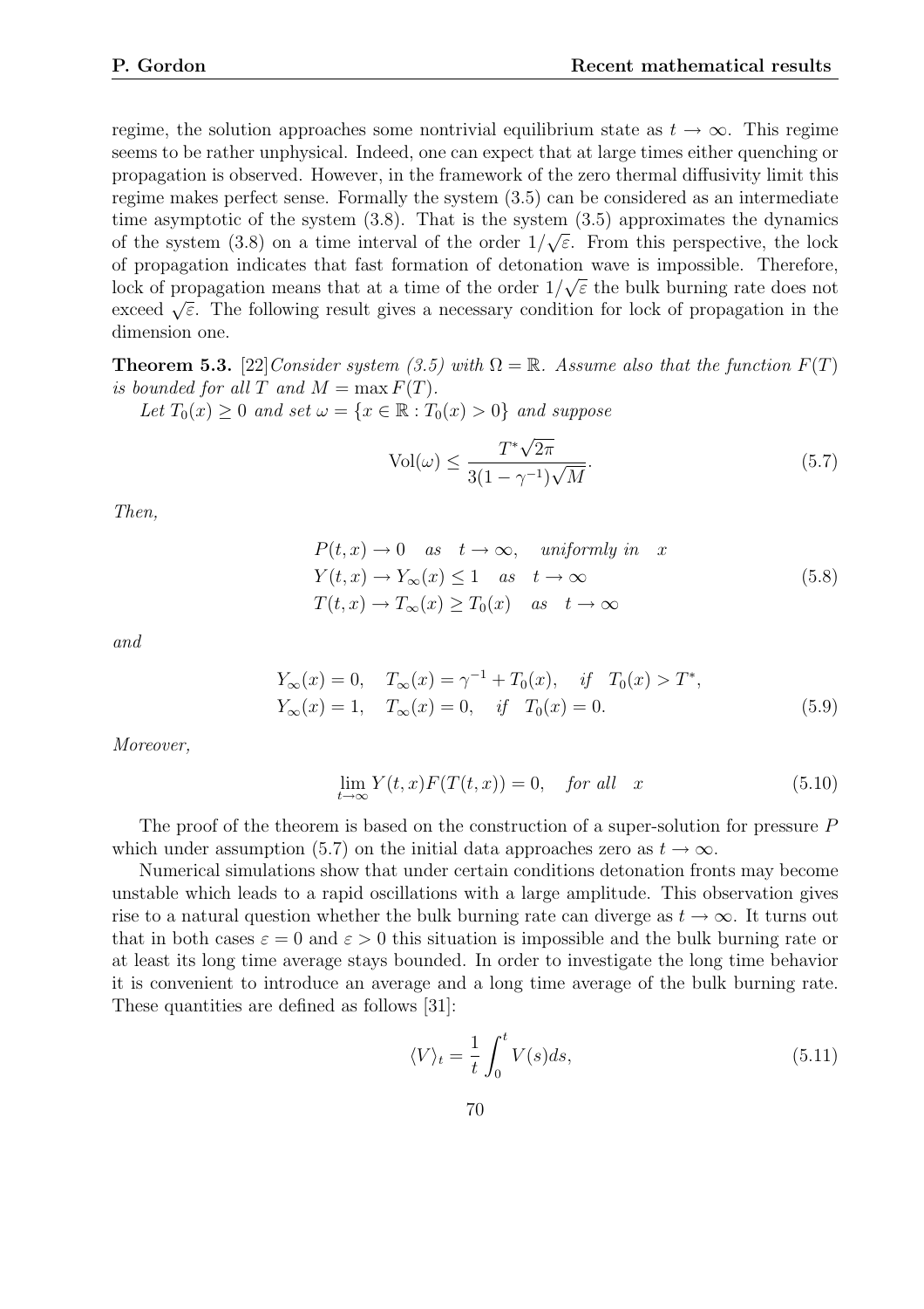regime, the solution approaches some nontrivial equilibrium state as $t \to \infty$. This regime seems to be rather unphysical. Indeed, one can expect that at large times either quenching or propagation is observed. However, in the framework of the zero thermal diffusivity limit this regime makes perfect sense. Formally the system (3.5) can be considered as an intermediate time asymptotic of the system (3.8). That is the system (3.5) approximates the dynamics of the system (3.8) on a time interval of the order $1/\sqrt{\varepsilon}$. From this perspective, the lock of propagation indicates that fast formation of detonation wave is impossible. Therefore, lock of propagation means that at a time of the order $1/\sqrt{\varepsilon}$ the bulk burning rate does not exceed $\sqrt{\varepsilon}$. The following result gives a necessary condition for lock of propagation in the dimension one.

**Theorem 5.3.** [22] *Consider system (3.5) with $\Omega = \mathbb{R}$. Assume also that the function $F(T)$ is bounded for all $T$ and $M = \max F(T)$.*

*Let $T_0(x) \geq 0$ and set $\omega = \{x \in \mathbb{R} : T_0(x) > 0\}$ and suppose*

$$\mathrm{Vol}(\omega) \leq \frac{T^* \sqrt{2\pi}}{3(1-\gamma^{-1})\sqrt{M}}. \tag{5.7}$$

*Then,*

$$\begin{aligned} &P(t,x) \to 0 \quad \text{as} \quad t \to \infty, \quad \text{uniformly in} \quad x \\ &Y(t,x) \to Y_\infty(x) \leq 1 \quad \text{as} \quad t \to \infty \\ &T(t,x) \to T_\infty(x) \geq T_0(x) \quad \text{as} \quad t \to \infty \end{aligned} \tag{5.8}$$

*and*

$$\begin{aligned} &Y_\infty(x) = 0, \quad T_\infty(x) = \gamma^{-1} + T_0(x), \quad \text{if} \quad T_0(x) > T^*, \\ &Y_\infty(x) = 1, \quad T_\infty(x) = 0, \quad \text{if} \quad T_0(x) = 0. \end{aligned} \tag{5.9}$$

*Moreover,*

$$\lim_{t \to \infty} Y(t,x) F(T(t,x)) = 0, \quad \text{for all} \quad x \tag{5.10}$$

The proof of the theorem is based on the construction of a super-solution for pressure $P$ which under assumption (5.7) on the initial data approaches zero as $t \to \infty$.

Numerical simulations show that under certain conditions detonation fronts may become unstable which leads to a rapid oscillations with a large amplitude. This observation gives rise to a natural question whether the bulk burning rate can diverge as $t \to \infty$. It turns out that in both cases $\varepsilon = 0$ and $\varepsilon > 0$ this situation is impossible and the bulk burning rate or at least its long time average stays bounded. In order to investigate the long time behavior it is convenient to introduce an average and a long time average of the bulk burning rate. These quantities are defined as follows [31]:

$$\langle V \rangle_t = \frac{1}{t} \int_0^t V(s) ds, \tag{5.11}$$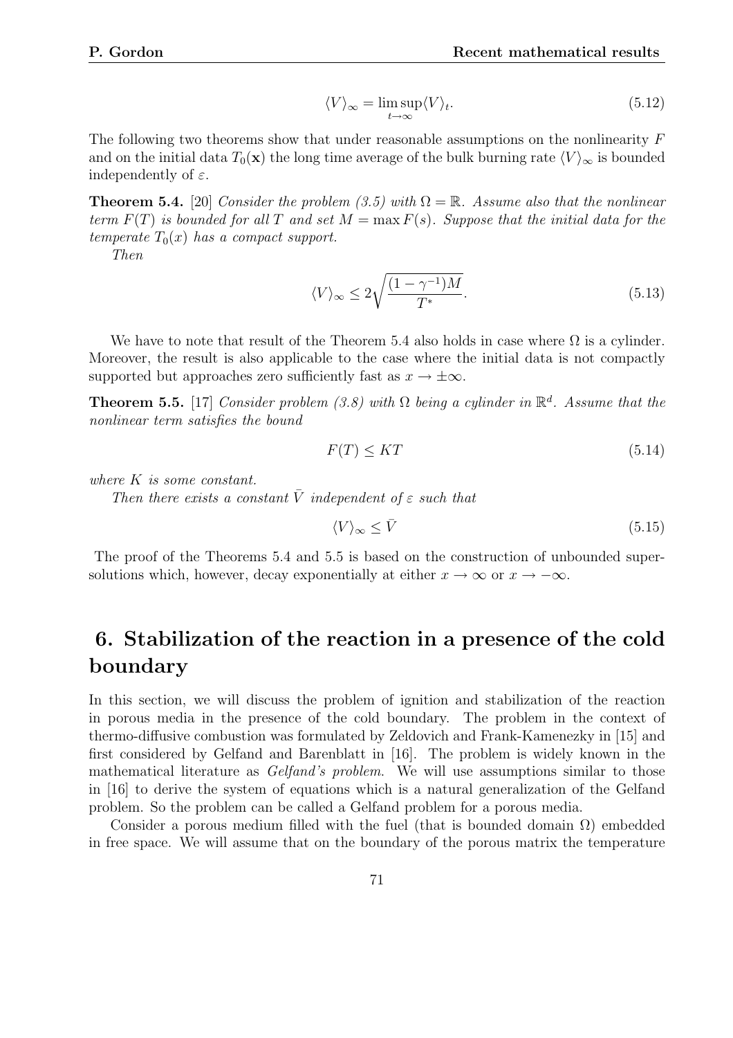$$\langle V\rangle_\infty = \limsup_{t\to\infty} \langle V\rangle_t. \tag{5.12}$$

The following two theorems show that under reasonable assumptions on the nonlinearity $F$ and on the initial data $T_0(\mathbf{x})$ the long time average of the bulk burning rate $\langle V\rangle_\infty$ is bounded independently of $\varepsilon$.

**Theorem 5.4.** [20] *Consider the problem (3.5) with $\Omega = \mathbb{R}$. Assume also that the nonlinear term $F(T)$ is bounded for all $T$ and set $M = \max F(s)$. Suppose that the initial data for the temperate $T_0(x)$ has a compact support.*

*Then*

$$\langle V\rangle_\infty \le 2\sqrt{\frac{(1-\gamma^{-1})M}{T^*}}. \tag{5.13}$$

We have to note that result of the Theorem 5.4 also holds in case where $\Omega$ is a cylinder. Moreover, the result is also applicable to the case where the initial data is not compactly supported but approaches zero sufficiently fast as $x \to \pm\infty$.

**Theorem 5.5.** [17] *Consider problem (3.8) with $\Omega$ being a cylinder in $\mathbb{R}^d$. Assume that the nonlinear term satisfies the bound*

$$F(T) \le KT \tag{5.14}$$

*where $K$ is some constant.*

*Then there exists a constant $\bar{V}$ independent of $\varepsilon$ such that*

$$\langle V\rangle_\infty \le \bar{V} \tag{5.15}$$

The proof of the Theorems 5.4 and 5.5 is based on the construction of unbounded supersolutions which, however, decay exponentially at either $x \to \infty$ or $x \to -\infty$.

# 6. Stabilization of the reaction in a presence of the cold boundary

In this section, we will discuss the problem of ignition and stabilization of the reaction in porous media in the presence of the cold boundary. The problem in the context of thermo-diffusive combustion was formulated by Zeldovich and Frank-Kamenezky in [15] and first considered by Gelfand and Barenblatt in [16]. The problem is widely known in the mathematical literature as *Gelfand's problem*. We will use assumptions similar to those in [16] to derive the system of equations which is a natural generalization of the Gelfand problem. So the problem can be called a Gelfand problem for a porous media.

Consider a porous medium filled with the fuel (that is bounded domain $\Omega$) embedded in free space. We will assume that on the boundary of the porous matrix the temperature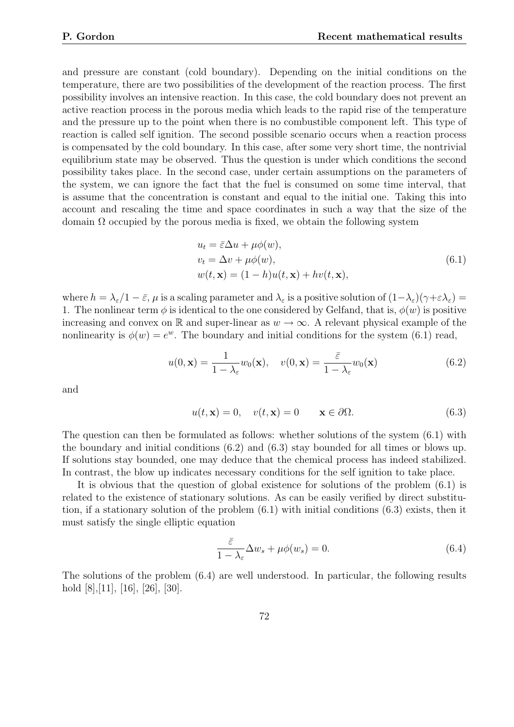and pressure are constant (cold boundary). Depending on the initial conditions on the temperature, there are two possibilities of the development of the reaction process. The first possibility involves an intensive reaction. In this case, the cold boundary does not prevent an active reaction process in the porous media which leads to the rapid rise of the temperature and the pressure up to the point when there is no combustible component left. This type of reaction is called self ignition. The second possible scenario occurs when a reaction process is compensated by the cold boundary. In this case, after some very short time, the nontrivial equilibrium state may be observed. Thus the question is under which conditions the second possibility takes place. In the second case, under certain assumptions on the parameters of the system, we can ignore the fact that the fuel is consumed on some time interval, that is assume that the concentration is constant and equal to the initial one. Taking this into account and rescaling the time and space coordinates in such a way that the size of the domain $\Omega$ occupied by the porous media is fixed, we obtain the following system

$$
\begin{aligned}
&u_t = \bar{\varepsilon}\Delta u + \mu\phi(w), \\
&v_t = \Delta v + \mu\phi(w), \\
&w(t, \mathbf{x}) = (1-h)u(t, \mathbf{x}) + hv(t, \mathbf{x}),
\end{aligned}
\tag{6.1}
$$

where $h = \lambda_\varepsilon / 1 - \bar{\varepsilon}$, $\mu$ is a scaling parameter and $\lambda_\varepsilon$ is a positive solution of $(1-\lambda_\varepsilon)(\gamma+\varepsilon\lambda_\varepsilon) = 1$. The nonlinear term $\phi$ is identical to the one considered by Gelfand, that is, $\phi(w)$ is positive increasing and convex on $\mathbb{R}$ and super-linear as $w \to \infty$. A relevant physical example of the nonlinearity is $\phi(w) = e^w$. The boundary and initial conditions for the system (6.1) read,

$$
u(0, \mathbf{x}) = \frac{1}{1-\lambda_\varepsilon} w_0(\mathbf{x}), \quad v(0, \mathbf{x}) = \frac{\bar{\varepsilon}}{1-\lambda_\varepsilon} w_0(\mathbf{x}) \tag{6.2}
$$

and

$$
u(t, \mathbf{x}) = 0, \quad v(t, \mathbf{x}) = 0 \qquad \mathbf{x} \in \partial\Omega. \tag{6.3}
$$

The question can then be formulated as follows: whether solutions of the system (6.1) with the boundary and initial conditions (6.2) and (6.3) stay bounded for all times or blows up. If solutions stay bounded, one may deduce that the chemical process has indeed stabilized. In contrast, the blow up indicates necessary conditions for the self ignition to take place.

It is obvious that the question of global existence for solutions of the problem (6.1) is related to the existence of stationary solutions. As can be easily verified by direct substitution, if a stationary solution of the problem (6.1) with initial conditions (6.3) exists, then it must satisfy the single elliptic equation

$$
\frac{\bar{\varepsilon}}{1-\lambda_\varepsilon} \Delta w_s + \mu\phi(w_s) = 0. \tag{6.4}
$$

The solutions of the problem (6.4) are well understood. In particular, the following results hold [8],[11], [16], [26], [30].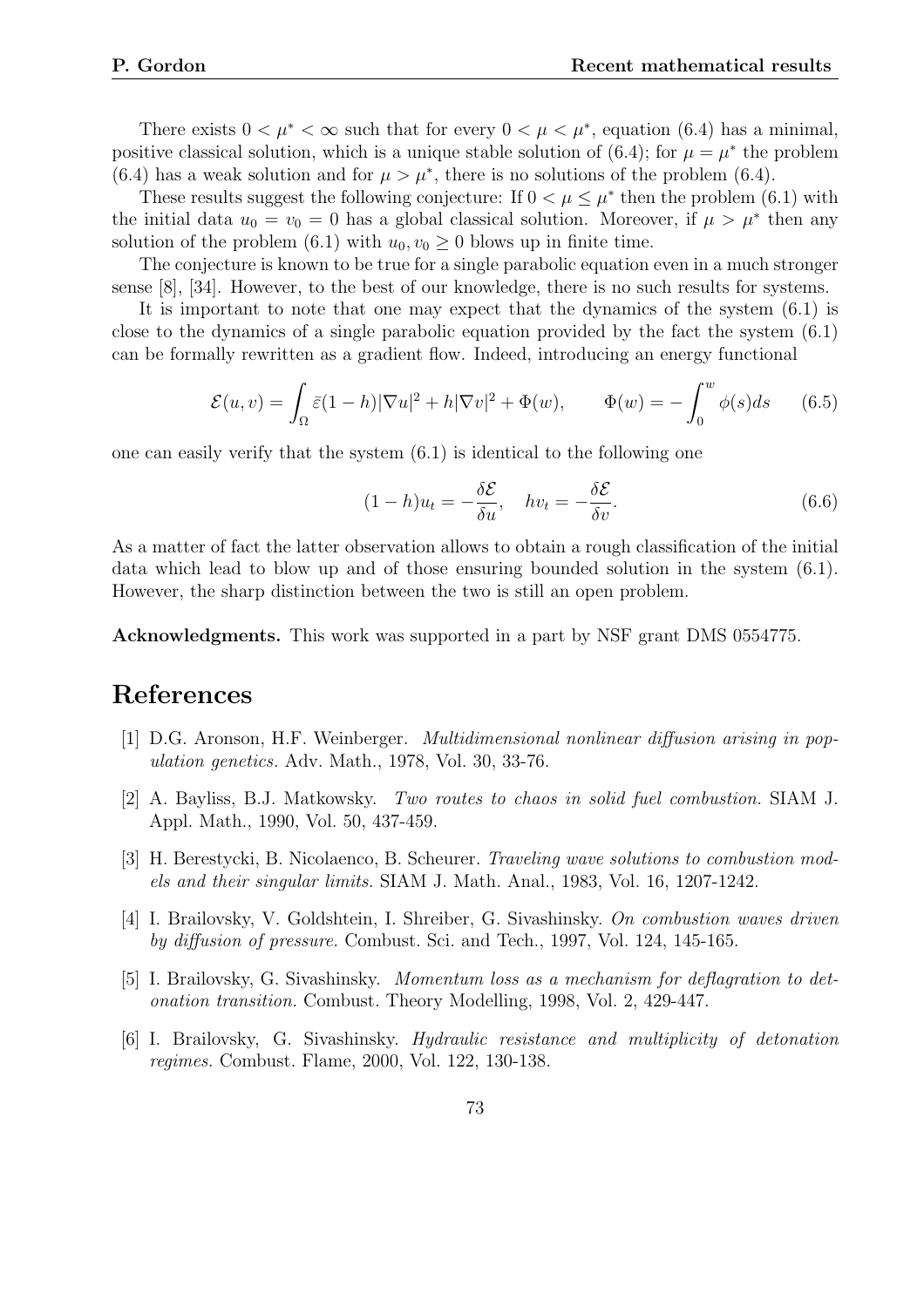There exists $0 < \mu^* < \infty$ such that for every $0 < \mu < \mu^*$, equation (6.4) has a minimal, positive classical solution, which is a unique stable solution of (6.4); for $\mu = \mu^*$ the problem (6.4) has a weak solution and for $\mu > \mu^*$, there is no solutions of the problem (6.4).

These results suggest the following conjecture: If $0 < \mu \leq \mu^*$ then the problem (6.1) with the initial data $u_0 = v_0 = 0$ has a global classical solution. Moreover, if $\mu > \mu^*$ then any solution of the problem (6.1) with $u_0, v_0 \geq 0$ blows up in finite time.

The conjecture is known to be true for a single parabolic equation even in a much stronger sense [8], [34]. However, to the best of our knowledge, there is no such results for systems.

It is important to note that one may expect that the dynamics of the system (6.1) is close to the dynamics of a single parabolic equation provided by the fact the system (6.1) can be formally rewritten as a gradient flow. Indeed, introducing an energy functional

$$\mathcal{E}(u,v) = \int_\Omega \bar{\varepsilon}(1-h)|\nabla u|^2 + h|\nabla v|^2 + \Phi(w), \qquad \Phi(w) = -\int_0^w \phi(s)ds \qquad (6.5)$$

one can easily verify that the system (6.1) is identical to the following one

$$(1-h)u_t = -\frac{\delta \mathcal{E}}{\delta u}, \quad h v_t = -\frac{\delta \mathcal{E}}{\delta v}. \qquad (6.6)$$

As a matter of fact the latter observation allows to obtain a rough classification of the initial data which lead to blow up and of those ensuring bounded solution in the system (6.1). However, the sharp distinction between the two is still an open problem.

**Acknowledgments.** This work was supported in a part by NSF grant DMS 0554775.

# References

[1] D.G. Aronson, H.F. Weinberger. *Multidimensional nonlinear diffusion arising in population genetics.* Adv. Math., 1978, Vol. 30, 33-76.

[2] A. Bayliss, B.J. Matkowsky. *Two routes to chaos in solid fuel combustion.* SIAM J. Appl. Math., 1990, Vol. 50, 437-459.

[3] H. Berestycki, B. Nicolaenco, B. Scheurer. *Traveling wave solutions to combustion models and their singular limits.* SIAM J. Math. Anal., 1983, Vol. 16, 1207-1242.

[4] I. Brailovsky, V. Goldshtein, I. Shreiber, G. Sivashinsky. *On combustion waves driven by diffusion of pressure.* Combust. Sci. and Tech., 1997, Vol. 124, 145-165.

[5] I. Brailovsky, G. Sivashinsky. *Momentum loss as a mechanism for deflagration to detonation transition.* Combust. Theory Modelling, 1998, Vol. 2, 429-447.

[6] I. Brailovsky, G. Sivashinsky. *Hydraulic resistance and multiplicity of detonation regimes.* Combust. Flame, 2000, Vol. 122, 130-138.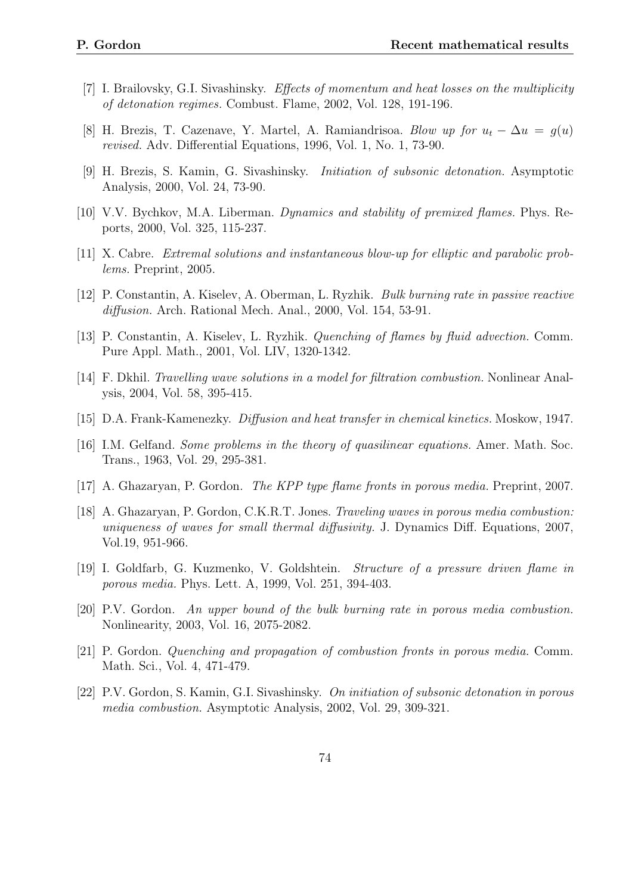[7] I. Brailovsky, G.I. Sivashinsky. *Effects of momentum and heat losses on the multiplicity of detonation regimes.* Combust. Flame, 2002, Vol. 128, 191-196.

[8] H. Brezis, T. Cazenave, Y. Martel, A. Ramiandrisoa. *Blow up for $u_t - \Delta u = g(u)$ revised.* Adv. Differential Equations, 1996, Vol. 1, No. 1, 73-90.

[9] H. Brezis, S. Kamin, G. Sivashinsky. *Initiation of subsonic detonation.* Asymptotic Analysis, 2000, Vol. 24, 73-90.

[10] V.V. Bychkov, M.A. Liberman. *Dynamics and stability of premixed flames.* Phys. Reports, 2000, Vol. 325, 115-237.

[11] X. Cabre. *Extremal solutions and instantaneous blow-up for elliptic and parabolic problems.* Preprint, 2005.

[12] P. Constantin, A. Kiselev, A. Oberman, L. Ryzhik. *Bulk burning rate in passive reactive diffusion.* Arch. Rational Mech. Anal., 2000, Vol. 154, 53-91.

[13] P. Constantin, A. Kiselev, L. Ryzhik. *Quenching of flames by fluid advection.* Comm. Pure Appl. Math., 2001, Vol. LIV, 1320-1342.

[14] F. Dkhil. *Travelling wave solutions in a model for filtration combustion.* Nonlinear Analysis, 2004, Vol. 58, 395-415.

[15] D.A. Frank-Kamenezky. *Diffusion and heat transfer in chemical kinetics.* Moskow, 1947.

[16] I.M. Gelfand. *Some problems in the theory of quasilinear equations.* Amer. Math. Soc. Trans., 1963, Vol. 29, 295-381.

[17] A. Ghazaryan, P. Gordon. *The KPP type flame fronts in porous media.* Preprint, 2007.

[18] A. Ghazaryan, P. Gordon, C.K.R.T. Jones. *Traveling waves in porous media combustion: uniqueness of waves for small thermal diffusivity.* J. Dynamics Diff. Equations, 2007, Vol.19, 951-966.

[19] I. Goldfarb, G. Kuzmenko, V. Goldshtein. *Structure of a pressure driven flame in porous media.* Phys. Lett. A, 1999, Vol. 251, 394-403.

[20] P.V. Gordon. *An upper bound of the bulk burning rate in porous media combustion.* Nonlinearity, 2003, Vol. 16, 2075-2082.

[21] P. Gordon. *Quenching and propagation of combustion fronts in porous media.* Comm. Math. Sci., Vol. 4, 471-479.

[22] P.V. Gordon, S. Kamin, G.I. Sivashinsky. *On initiation of subsonic detonation in porous media combustion.* Asymptotic Analysis, 2002, Vol. 29, 309-321.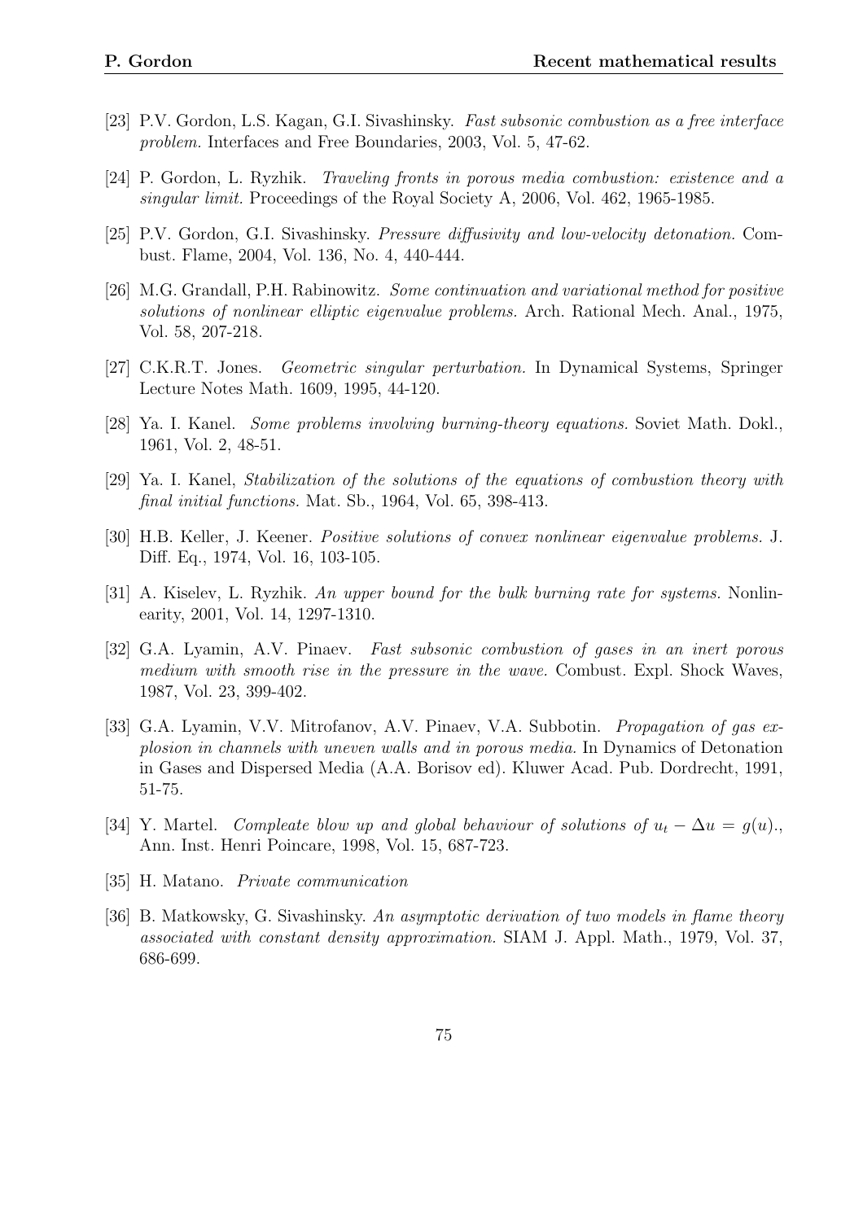[23] P.V. Gordon, L.S. Kagan, G.I. Sivashinsky. *Fast subsonic combustion as a free interface problem.* Interfaces and Free Boundaries, 2003, Vol. 5, 47-62.

[24] P. Gordon, L. Ryzhik. *Traveling fronts in porous media combustion: existence and a singular limit.* Proceedings of the Royal Society A, 2006, Vol. 462, 1965-1985.

[25] P.V. Gordon, G.I. Sivashinsky. *Pressure diffusivity and low-velocity detonation.* Combust. Flame, 2004, Vol. 136, No. 4, 440-444.

[26] M.G. Grandall, P.H. Rabinowitz. *Some continuation and variational method for positive solutions of nonlinear elliptic eigenvalue problems.* Arch. Rational Mech. Anal., 1975, Vol. 58, 207-218.

[27] C.K.R.T. Jones. *Geometric singular perturbation.* In Dynamical Systems, Springer Lecture Notes Math. 1609, 1995, 44-120.

[28] Ya. I. Kanel. *Some problems involving burning-theory equations.* Soviet Math. Dokl., 1961, Vol. 2, 48-51.

[29] Ya. I. Kanel, *Stabilization of the solutions of the equations of combustion theory with final initial functions.* Mat. Sb., 1964, Vol. 65, 398-413.

[30] H.B. Keller, J. Keener. *Positive solutions of convex nonlinear eigenvalue problems.* J. Diff. Eq., 1974, Vol. 16, 103-105.

[31] A. Kiselev, L. Ryzhik. *An upper bound for the bulk burning rate for systems.* Nonlinearity, 2001, Vol. 14, 1297-1310.

[32] G.A. Lyamin, A.V. Pinaev. *Fast subsonic combustion of gases in an inert porous medium with smooth rise in the pressure in the wave.* Combust. Expl. Shock Waves, 1987, Vol. 23, 399-402.

[33] G.A. Lyamin, V.V. Mitrofanov, A.V. Pinaev, V.A. Subbotin. *Propagation of gas explosion in channels with uneven walls and in porous media.* In Dynamics of Detonation in Gases and Dispersed Media (A.A. Borisov ed). Kluwer Acad. Pub. Dordrecht, 1991, 51-75.

[34] Y. Martel. *Compleate blow up and global behaviour of solutions of $u_t - \Delta u = g(u)$.*, Ann. Inst. Henri Poincare, 1998, Vol. 15, 687-723.

[35] H. Matano. *Private communication*

[36] B. Matkowsky, G. Sivashinsky. *An asymptotic derivation of two models in flame theory associated with constant density approximation.* SIAM J. Appl. Math., 1979, Vol. 37, 686-699.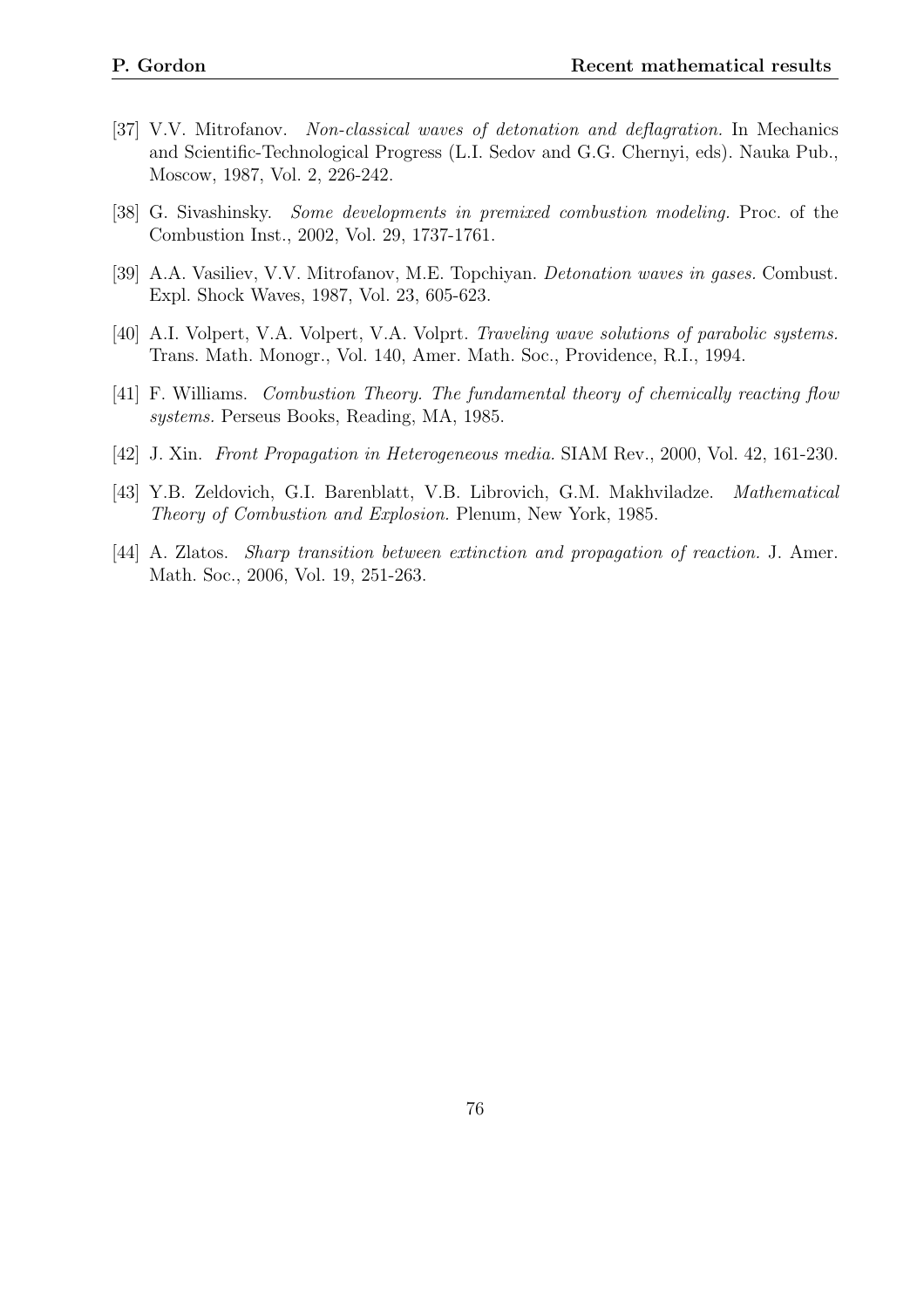[37] V.V. Mitrofanov. *Non-classical waves of detonation and deflagration.* In Mechanics and Scientific-Technological Progress (L.I. Sedov and G.G. Chernyi, eds). Nauka Pub., Moscow, 1987, Vol. 2, 226-242.

[38] G. Sivashinsky. *Some developments in premixed combustion modeling.* Proc. of the Combustion Inst., 2002, Vol. 29, 1737-1761.

[39] A.A. Vasiliev, V.V. Mitrofanov, M.E. Topchiyan. *Detonation waves in gases.* Combust. Expl. Shock Waves, 1987, Vol. 23, 605-623.

[40] A.I. Volpert, V.A. Volpert, V.A. Volprt. *Traveling wave solutions of parabolic systems.* Trans. Math. Monogr., Vol. 140, Amer. Math. Soc., Providence, R.I., 1994.

[41] F. Williams. *Combustion Theory. The fundamental theory of chemically reacting flow systems.* Perseus Books, Reading, MA, 1985.

[42] J. Xin. *Front Propagation in Heterogeneous media.* SIAM Rev., 2000, Vol. 42, 161-230.

[43] Y.B. Zeldovich, G.I. Barenblatt, V.B. Librovich, G.M. Makhviladze. *Mathematical Theory of Combustion and Explosion.* Plenum, New York, 1985.

[44] A. Zlatos. *Sharp transition between extinction and propagation of reaction.* J. Amer. Math. Soc., 2006, Vol. 19, 251-263.